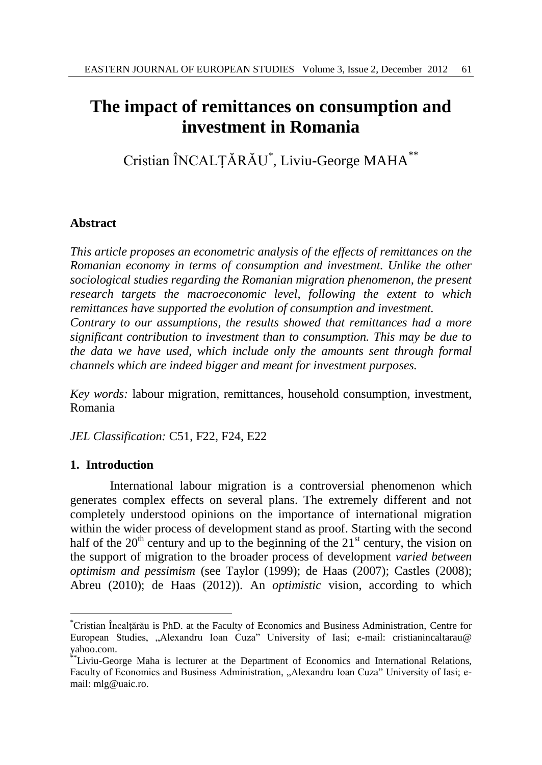# The impact of remittances on consumption and investment in Romania

Cristian ÎNCALȚĂRĂU[*], Liviu-George MAHA[**]

## Abstract

*This article proposes an econometric analysis of the effects of remittances on the Romanian economy in terms of consumption and investment. Unlike the other sociological studies regarding the Romanian migration phenomenon, the present research targets the macroeconomic level, following the extent to which remittances have supported the evolution of consumption and investment.*
*Contrary to our assumptions, the results showed that remittances had a more significant contribution to investment than to consumption. This may be due to the data we have used, which include only the amounts sent through formal channels which are indeed bigger and meant for investment purposes.*

*Key words:* labour migration, remittances, household consumption, investment, Romania

*JEL Classification:* C51, F22, F24, E22

## 1. Introduction

International labour migration is a controversial phenomenon which generates complex effects on several plans. The extremely different and not completely understood opinions on the importance of international migration within the wider process of development stand as proof. Starting with the second half of the 20th century and up to the beginning of the 21st century, the vision on the support of migration to the broader process of development *varied between optimism and pessimism* (see Taylor (1999); de Haas (2007); Castles (2008); Abreu (2010); de Haas (2012)). An *optimistic* vision, according to which

---

[*] Cristian Încalţărău is PhD. at the Faculty of Economics and Business Administration, Centre for European Studies, „Alexandru Ioan Cuza" University of Iasi; e-mail: cristianincaltarau@yahoo.com.

[**] Liviu-George Maha is lecturer at the Department of Economics and International Relations, Faculty of Economics and Business Administration, „Alexandru Ioan Cuza" University of Iasi; e-mail: mlg@uaic.ro.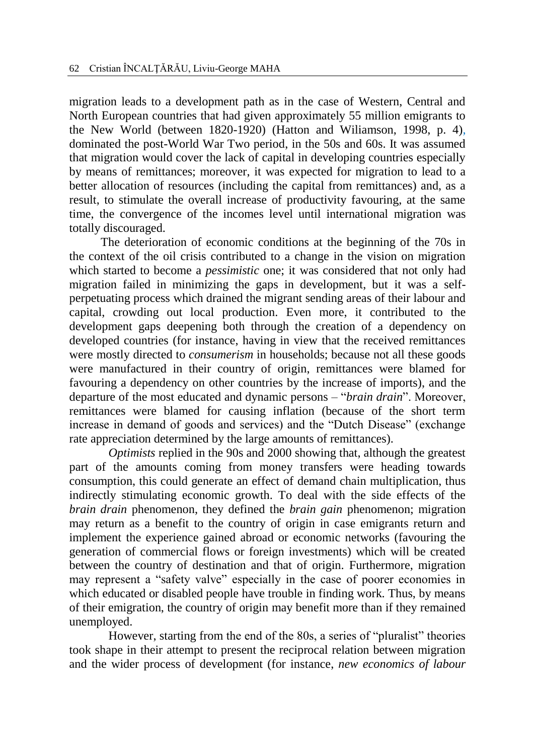migration leads to a development path as in the case of Western, Central and North European countries that had given approximately 55 million emigrants to the New World (between 1820-1920) (Hatton and Wiliamson, 1998, p. 4), dominated the post-World War Two period, in the 50s and 60s. It was assumed that migration would cover the lack of capital in developing countries especially by means of remittances; moreover, it was expected for migration to lead to a better allocation of resources (including the capital from remittances) and, as a result, to stimulate the overall increase of productivity favouring, at the same time, the convergence of the incomes level until international migration was totally discouraged.

The deterioration of economic conditions at the beginning of the 70s in the context of the oil crisis contributed to a change in the vision on migration which started to become a *pessimistic* one; it was considered that not only had migration failed in minimizing the gaps in development, but it was a self-perpetuating process which drained the migrant sending areas of their labour and capital, crowding out local production. Even more, it contributed to the development gaps deepening both through the creation of a dependency on developed countries (for instance, having in view that the received remittances were mostly directed to *consumerism* in households; because not all these goods were manufactured in their country of origin, remittances were blamed for favouring a dependency on other countries by the increase of imports), and the departure of the most educated and dynamic persons – "*brain drain*". Moreover, remittances were blamed for causing inflation (because of the short term increase in demand of goods and services) and the "Dutch Disease" (exchange rate appreciation determined by the large amounts of remittances).

*Optimists* replied in the 90s and 2000 showing that, although the greatest part of the amounts coming from money transfers were heading towards consumption, this could generate an effect of demand chain multiplication, thus indirectly stimulating economic growth. To deal with the side effects of the *brain drain* phenomenon, they defined the *brain gain* phenomenon; migration may return as a benefit to the country of origin in case emigrants return and implement the experience gained abroad or economic networks (favouring the generation of commercial flows or foreign investments) which will be created between the country of destination and that of origin. Furthermore, migration may represent a "safety valve" especially in the case of poorer economies in which educated or disabled people have trouble in finding work. Thus, by means of their emigration, the country of origin may benefit more than if they remained unemployed.

However, starting from the end of the 80s, a series of "pluralist" theories took shape in their attempt to present the reciprocal relation between migration and the wider process of development (for instance, *new economics of labour*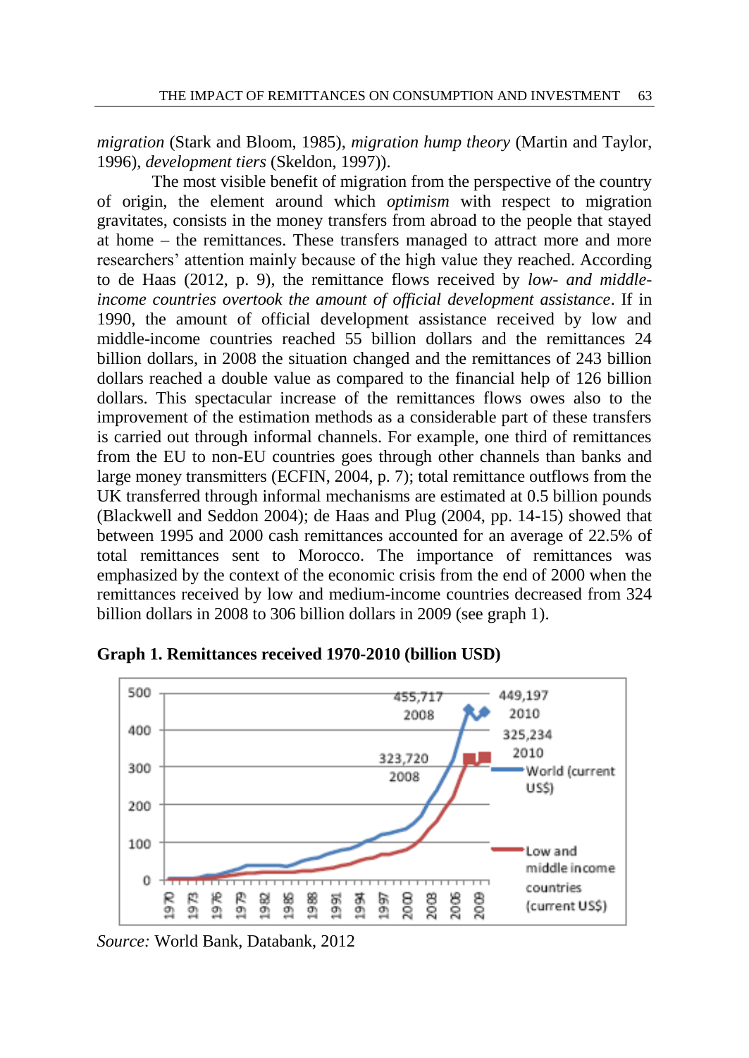*migration* (Stark and Bloom, 1985), *migration hump theory* (Martin and Taylor, 1996), *development tiers* (Skeldon, 1997)).

The most visible benefit of migration from the perspective of the country of origin, the element around which *optimism* with respect to migration gravitates, consists in the money transfers from abroad to the people that stayed at home – the remittances. These transfers managed to attract more and more researchers' attention mainly because of the high value they reached. According to de Haas (2012, p. 9), the remittance flows received by *low- and middle-income countries overtook the amount of official development assistance*. If in 1990, the amount of official development assistance received by low and middle-income countries reached 55 billion dollars and the remittances 24 billion dollars, in 2008 the situation changed and the remittances of 243 billion dollars reached a double value as compared to the financial help of 126 billion dollars. This spectacular increase of the remittances flows owes also to the improvement of the estimation methods as a considerable part of these transfers is carried out through informal channels. For example, one third of remittances from the EU to non-EU countries goes through other channels than banks and large money transmitters (ECFIN, 2004, p. 7); total remittance outflows from the UK transferred through informal mechanisms are estimated at 0.5 billion pounds (Blackwell and Seddon 2004); de Haas and Plug (2004, pp. 14-15) showed that between 1995 and 2000 cash remittances accounted for an average of 22.5% of total remittances sent to Morocco. The importance of remittances was emphasized by the context of the economic crisis from the end of 2000 when the remittances received by low and medium-income countries decreased from 324 billion dollars in 2008 to 306 billion dollars in 2009 (see graph 1).

**Graph 1. Remittances received 1970-2010 (billion USD)**

*Source:* World Bank, Databank, 2012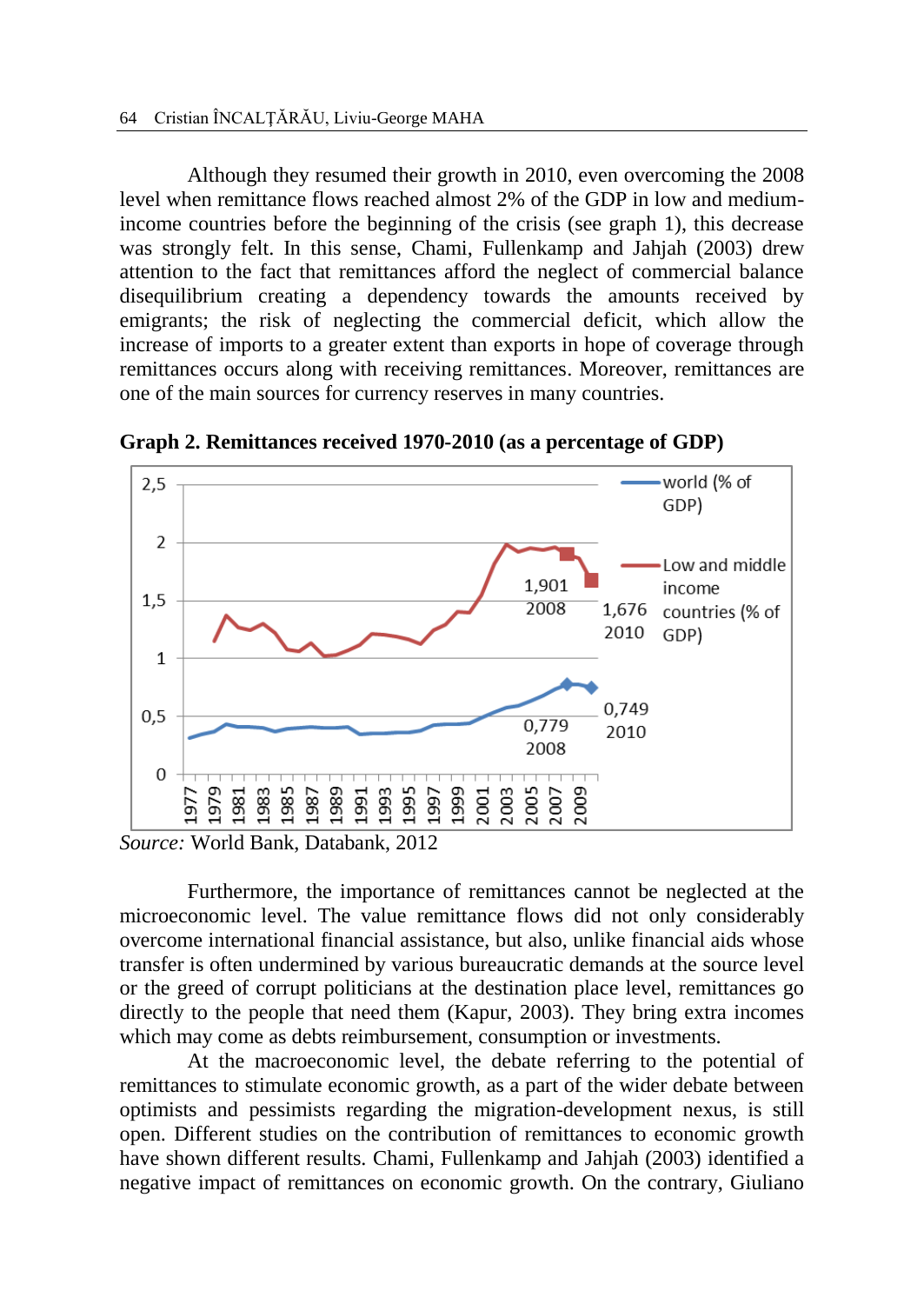Although they resumed their growth in 2010, even overcoming the 2008 level when remittance flows reached almost 2% of the GDP in low and medium-income countries before the beginning of the crisis (see graph 1), this decrease was strongly felt. In this sense, Chami, Fullenkamp and Jahjah (2003) drew attention to the fact that remittances afford the neglect of commercial balance disequilibrium creating a dependency towards the amounts received by emigrants; the risk of neglecting the commercial deficit, which allow the increase of imports to a greater extent than exports in hope of coverage through remittances occurs along with receiving remittances. Moreover, remittances are one of the main sources for currency reserves in many countries.

**Graph 2. Remittances received 1970-2010 (as a percentage of GDP)**

*Source:* World Bank, Databank, 2012

Furthermore, the importance of remittances cannot be neglected at the microeconomic level. The value remittance flows did not only considerably overcome international financial assistance, but also, unlike financial aids whose transfer is often undermined by various bureaucratic demands at the source level or the greed of corrupt politicians at the destination place level, remittances go directly to the people that need them (Kapur, 2003). They bring extra incomes which may come as debts reimbursement, consumption or investments.

At the macroeconomic level, the debate referring to the potential of remittances to stimulate economic growth, as a part of the wider debate between optimists and pessimists regarding the migration-development nexus, is still open. Different studies on the contribution of remittances to economic growth have shown different results. Chami, Fullenkamp and Jahjah (2003) identified a negative impact of remittances on economic growth. On the contrary, Giuliano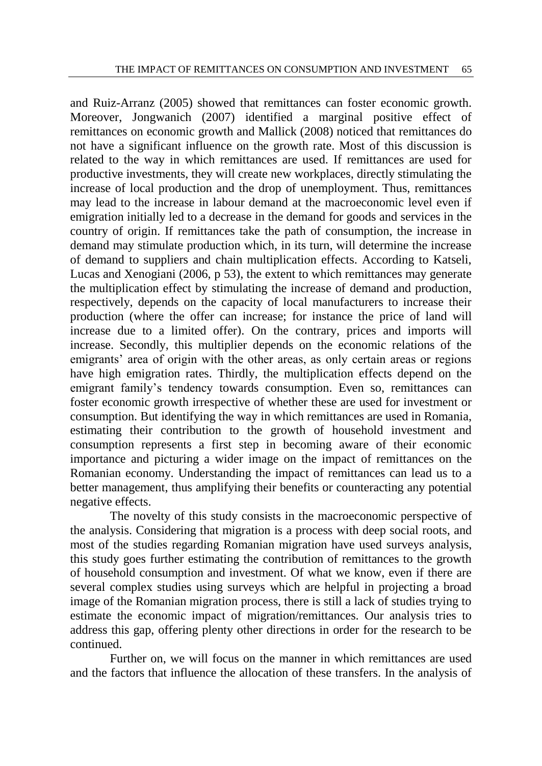and Ruiz-Arranz (2005) showed that remittances can foster economic growth. Moreover, Jongwanich (2007) identified a marginal positive effect of remittances on economic growth and Mallick (2008) noticed that remittances do not have a significant influence on the growth rate. Most of this discussion is related to the way in which remittances are used. If remittances are used for productive investments, they will create new workplaces, directly stimulating the increase of local production and the drop of unemployment. Thus, remittances may lead to the increase in labour demand at the macroeconomic level even if emigration initially led to a decrease in the demand for goods and services in the country of origin. If remittances take the path of consumption, the increase in demand may stimulate production which, in its turn, will determine the increase of demand to suppliers and chain multiplication effects. According to Katseli, Lucas and Xenogiani (2006, p 53), the extent to which remittances may generate the multiplication effect by stimulating the increase of demand and production, respectively, depends on the capacity of local manufacturers to increase their production (where the offer can increase; for instance the price of land will increase due to a limited offer). On the contrary, prices and imports will increase. Secondly, this multiplier depends on the economic relations of the emigrants' area of origin with the other areas, as only certain areas or regions have high emigration rates. Thirdly, the multiplication effects depend on the emigrant family's tendency towards consumption. Even so, remittances can foster economic growth irrespective of whether these are used for investment or consumption. But identifying the way in which remittances are used in Romania, estimating their contribution to the growth of household investment and consumption represents a first step in becoming aware of their economic importance and picturing a wider image on the impact of remittances on the Romanian economy. Understanding the impact of remittances can lead us to a better management, thus amplifying their benefits or counteracting any potential negative effects.

The novelty of this study consists in the macroeconomic perspective of the analysis. Considering that migration is a process with deep social roots, and most of the studies regarding Romanian migration have used surveys analysis, this study goes further estimating the contribution of remittances to the growth of household consumption and investment. Of what we know, even if there are several complex studies using surveys which are helpful in projecting a broad image of the Romanian migration process, there is still a lack of studies trying to estimate the economic impact of migration/remittances. Our analysis tries to address this gap, offering plenty other directions in order for the research to be continued.

Further on, we will focus on the manner in which remittances are used and the factors that influence the allocation of these transfers. In the analysis of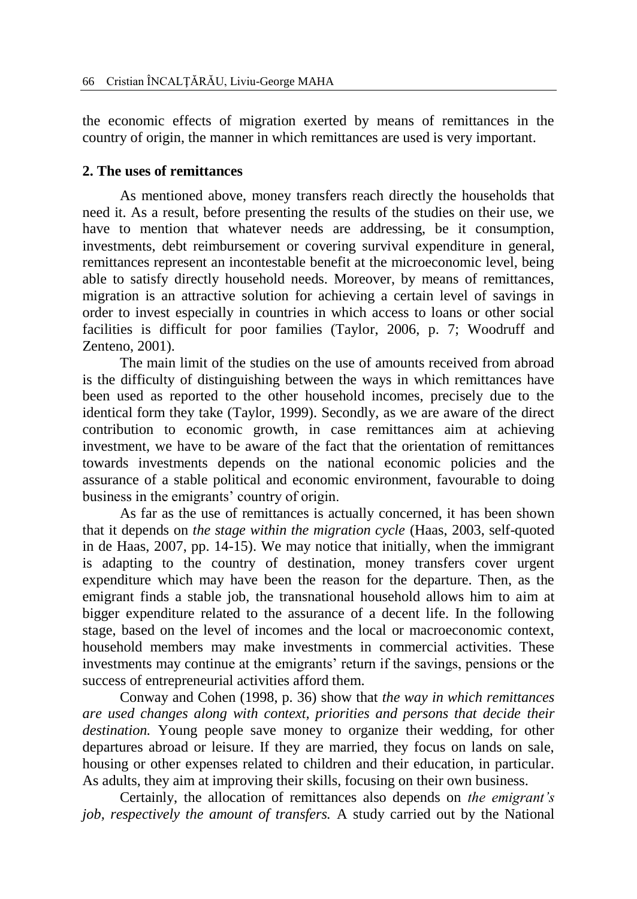the economic effects of migration exerted by means of remittances in the country of origin, the manner in which remittances are used is very important.

## 2. The uses of remittances

As mentioned above, money transfers reach directly the households that need it. As a result, before presenting the results of the studies on their use, we have to mention that whatever needs are addressing, be it consumption, investments, debt reimbursement or covering survival expenditure in general, remittances represent an incontestable benefit at the microeconomic level, being able to satisfy directly household needs. Moreover, by means of remittances, migration is an attractive solution for achieving a certain level of savings in order to invest especially in countries in which access to loans or other social facilities is difficult for poor families (Taylor, 2006, p. 7; Woodruff and Zenteno, 2001).

The main limit of the studies on the use of amounts received from abroad is the difficulty of distinguishing between the ways in which remittances have been used as reported to the other household incomes, precisely due to the identical form they take (Taylor, 1999). Secondly, as we are aware of the direct contribution to economic growth, in case remittances aim at achieving investment, we have to be aware of the fact that the orientation of remittances towards investments depends on the national economic policies and the assurance of a stable political and economic environment, favourable to doing business in the emigrants' country of origin.

As far as the use of remittances is actually concerned, it has been shown that it depends on *the stage within the migration cycle* (Haas, 2003, self-quoted in de Haas, 2007, pp. 14-15). We may notice that initially, when the immigrant is adapting to the country of destination, money transfers cover urgent expenditure which may have been the reason for the departure. Then, as the emigrant finds a stable job, the transnational household allows him to aim at bigger expenditure related to the assurance of a decent life. In the following stage, based on the level of incomes and the local or macroeconomic context, household members may make investments in commercial activities. These investments may continue at the emigrants' return if the savings, pensions or the success of entrepreneurial activities afford them.

Conway and Cohen (1998, p. 36) show that *the way in which remittances are used changes along with context, priorities and persons that decide their destination.* Young people save money to organize their wedding, for other departures abroad or leisure. If they are married, they focus on lands on sale, housing or other expenses related to children and their education, in particular. As adults, they aim at improving their skills, focusing on their own business.

Certainly, the allocation of remittances also depends on *the emigrant's job, respectively the amount of transfers.* A study carried out by the National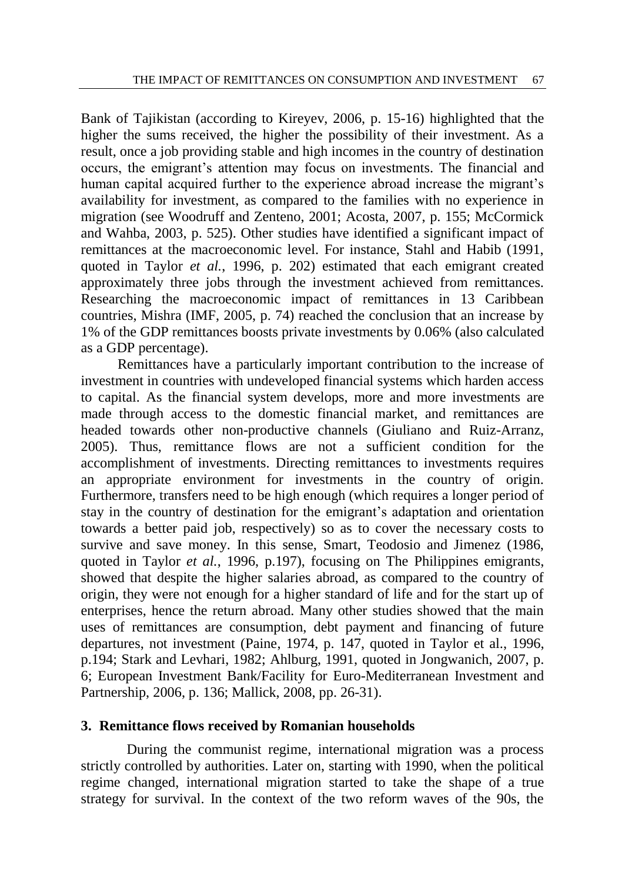Bank of Tajikistan (according to Kireyev, 2006, p. 15-16) highlighted that the higher the sums received, the higher the possibility of their investment. As a result, once a job providing stable and high incomes in the country of destination occurs, the emigrant's attention may focus on investments. The financial and human capital acquired further to the experience abroad increase the migrant's availability for investment, as compared to the families with no experience in migration (see Woodruff and Zenteno, 2001; Acosta, 2007, p. 155; McCormick and Wahba, 2003, p. 525). Other studies have identified a significant impact of remittances at the macroeconomic level. For instance, Stahl and Habib (1991, quoted in Taylor *et al.*, 1996, p. 202) estimated that each emigrant created approximately three jobs through the investment achieved from remittances. Researching the macroeconomic impact of remittances in 13 Caribbean countries, Mishra (IMF, 2005, p. 74) reached the conclusion that an increase by 1% of the GDP remittances boosts private investments by 0.06% (also calculated as a GDP percentage).

Remittances have a particularly important contribution to the increase of investment in countries with undeveloped financial systems which harden access to capital. As the financial system develops, more and more investments are made through access to the domestic financial market, and remittances are headed towards other non-productive channels (Giuliano and Ruiz-Arranz, 2005). Thus, remittance flows are not a sufficient condition for the accomplishment of investments. Directing remittances to investments requires an appropriate environment for investments in the country of origin. Furthermore, transfers need to be high enough (which requires a longer period of stay in the country of destination for the emigrant's adaptation and orientation towards a better paid job, respectively) so as to cover the necessary costs to survive and save money. In this sense, Smart, Teodosio and Jimenez (1986, quoted in Taylor *et al.*, 1996, p.197), focusing on The Philippines emigrants, showed that despite the higher salaries abroad, as compared to the country of origin, they were not enough for a higher standard of life and for the start up of enterprises, hence the return abroad. Many other studies showed that the main uses of remittances are consumption, debt payment and financing of future departures, not investment (Paine, 1974, p. 147, quoted in Taylor et al., 1996, p.194; Stark and Levhari, 1982; Ahlburg, 1991, quoted in Jongwanich, 2007, p. 6; European Investment Bank/Facility for Euro-Mediterranean Investment and Partnership, 2006, p. 136; Mallick, 2008, pp. 26-31).

## 3. Remittance flows received by Romanian households

During the communist regime, international migration was a process strictly controlled by authorities. Later on, starting with 1990, when the political regime changed, international migration started to take the shape of a true strategy for survival. In the context of the two reform waves of the 90s, the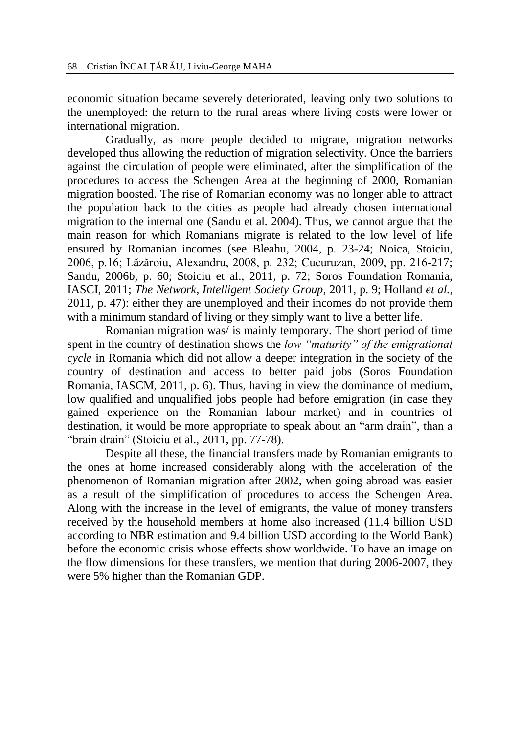economic situation became severely deteriorated, leaving only two solutions to the unemployed: the return to the rural areas where living costs were lower or international migration.

Gradually, as more people decided to migrate, migration networks developed thus allowing the reduction of migration selectivity. Once the barriers against the circulation of people were eliminated, after the simplification of the procedures to access the Schengen Area at the beginning of 2000, Romanian migration boosted. The rise of Romanian economy was no longer able to attract the population back to the cities as people had already chosen international migration to the internal one (Sandu et al. 2004). Thus, we cannot argue that the main reason for which Romanians migrate is related to the low level of life ensured by Romanian incomes (see Bleahu, 2004, p. 23-24; Noica, Stoiciu, 2006, p.16; Lăzăroiu, Alexandru, 2008, p. 232; Cucuruzan, 2009, pp. 216-217; Sandu, 2006b, p. 60; Stoiciu et al., 2011, p. 72; Soros Foundation Romania, IASCI, 2011; *The Network, Intelligent Society Group*, 2011, p. 9; Holland *et al.*, 2011, p. 47): either they are unemployed and their incomes do not provide them with a minimum standard of living or they simply want to live a better life.

Romanian migration was/ is mainly temporary. The short period of time spent in the country of destination shows the *low "maturity" of the emigrational cycle* in Romania which did not allow a deeper integration in the society of the country of destination and access to better paid jobs (Soros Foundation Romania, IASCM, 2011, p. 6). Thus, having in view the dominance of medium, low qualified and unqualified jobs people had before emigration (in case they gained experience on the Romanian labour market) and in countries of destination, it would be more appropriate to speak about an "arm drain", than a "brain drain" (Stoiciu et al., 2011, pp. 77-78).

Despite all these, the financial transfers made by Romanian emigrants to the ones at home increased considerably along with the acceleration of the phenomenon of Romanian migration after 2002, when going abroad was easier as a result of the simplification of procedures to access the Schengen Area. Along with the increase in the level of emigrants, the value of money transfers received by the household members at home also increased (11.4 billion USD according to NBR estimation and 9.4 billion USD according to the World Bank) before the economic crisis whose effects show worldwide. To have an image on the flow dimensions for these transfers, we mention that during 2006-2007, they were 5% higher than the Romanian GDP.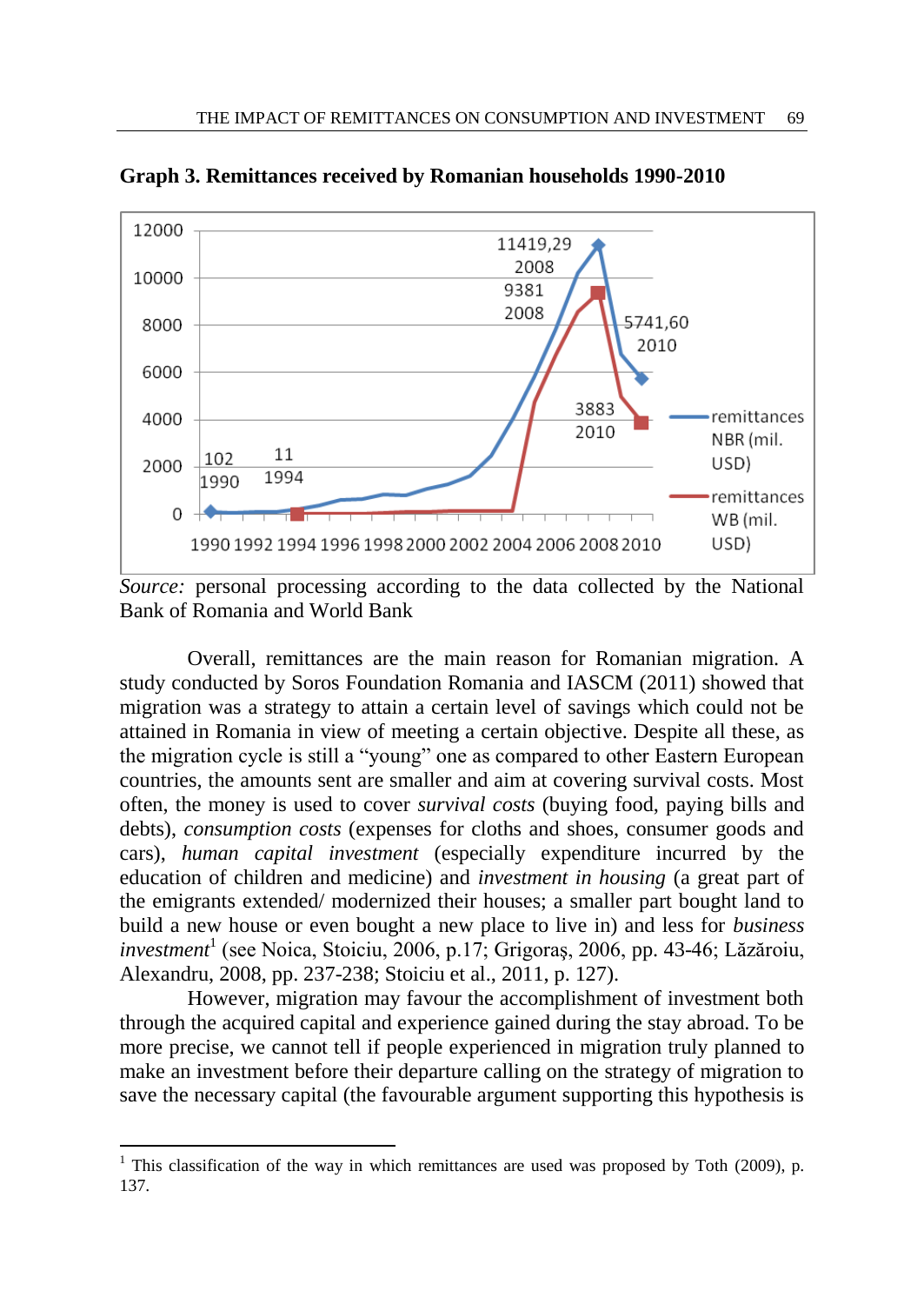**Graph 3. Remittances received by Romanian households 1990-2010**

*Source:* personal processing according to the data collected by the National Bank of Romania and World Bank

Overall, remittances are the main reason for Romanian migration. A study conducted by Soros Foundation Romania and IASCM (2011) showed that migration was a strategy to attain a certain level of savings which could not be attained in Romania in view of meeting a certain objective. Despite all these, as the migration cycle is still a "young" one as compared to other Eastern European countries, the amounts sent are smaller and aim at covering survival costs. Most often, the money is used to cover *survival costs* (buying food, paying bills and debts), *consumption costs* (expenses for cloths and shoes, consumer goods and cars), *human capital investment* (especially expenditure incurred by the education of children and medicine) and *investment in housing* (a great part of the emigrants extended/ modernized their houses; a smaller part bought land to build a new house or even bought a new place to live in) and less for *business investment*[1] (see Noica, Stoiciu, 2006, p.17; Grigoraș, 2006, pp. 43-46; Lăzăroiu, Alexandru, 2008, pp. 237-238; Stoiciu et al., 2011, p. 127).

However, migration may favour the accomplishment of investment both through the acquired capital and experience gained during the stay abroad. To be more precise, we cannot tell if people experienced in migration truly planned to make an investment before their departure calling on the strategy of migration to save the necessary capital (the favourable argument supporting this hypothesis is

[1] This classification of the way in which remittances are used was proposed by Toth (2009), p. 137.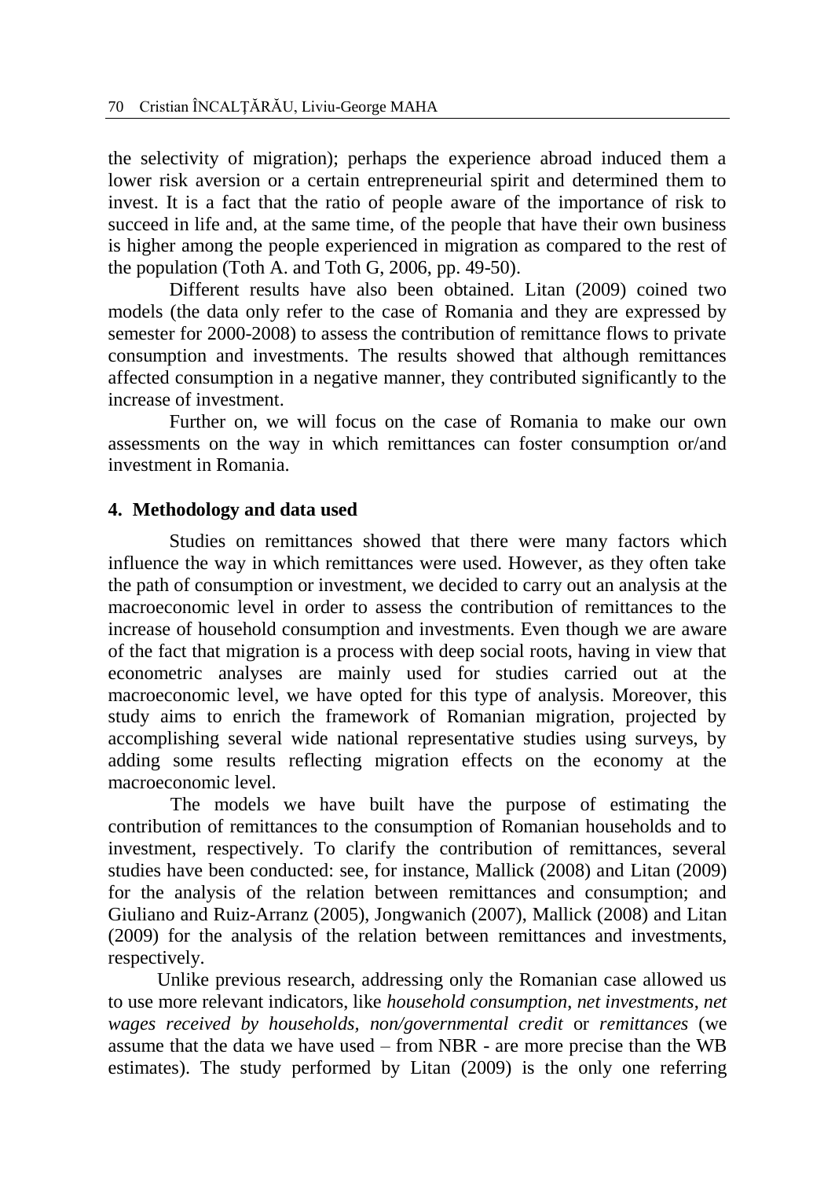the selectivity of migration); perhaps the experience abroad induced them a lower risk aversion or a certain entrepreneurial spirit and determined them to invest. It is a fact that the ratio of people aware of the importance of risk to succeed in life and, at the same time, of the people that have their own business is higher among the people experienced in migration as compared to the rest of the population (Toth A. and Toth G, 2006, pp. 49-50).

Different results have also been obtained. Litan (2009) coined two models (the data only refer to the case of Romania and they are expressed by semester for 2000-2008) to assess the contribution of remittance flows to private consumption and investments. The results showed that although remittances affected consumption in a negative manner, they contributed significantly to the increase of investment.

Further on, we will focus on the case of Romania to make our own assessments on the way in which remittances can foster consumption or/and investment in Romania.

## 4. Methodology and data used

Studies on remittances showed that there were many factors which influence the way in which remittances were used. However, as they often take the path of consumption or investment, we decided to carry out an analysis at the macroeconomic level in order to assess the contribution of remittances to the increase of household consumption and investments. Even though we are aware of the fact that migration is a process with deep social roots, having in view that econometric analyses are mainly used for studies carried out at the macroeconomic level, we have opted for this type of analysis. Moreover, this study aims to enrich the framework of Romanian migration, projected by accomplishing several wide national representative studies using surveys, by adding some results reflecting migration effects on the economy at the macroeconomic level.

The models we have built have the purpose of estimating the contribution of remittances to the consumption of Romanian households and to investment, respectively. To clarify the contribution of remittances, several studies have been conducted: see, for instance, Mallick (2008) and Litan (2009) for the analysis of the relation between remittances and consumption; and Giuliano and Ruiz-Arranz (2005), Jongwanich (2007), Mallick (2008) and Litan (2009) for the analysis of the relation between remittances and investments, respectively.

Unlike previous research, addressing only the Romanian case allowed us to use more relevant indicators, like *household consumption*, *net investments*, *net wages received by households*, *non/governmental credit* or *remittances* (we assume that the data we have used – from NBR - are more precise than the WB estimates). The study performed by Litan (2009) is the only one referring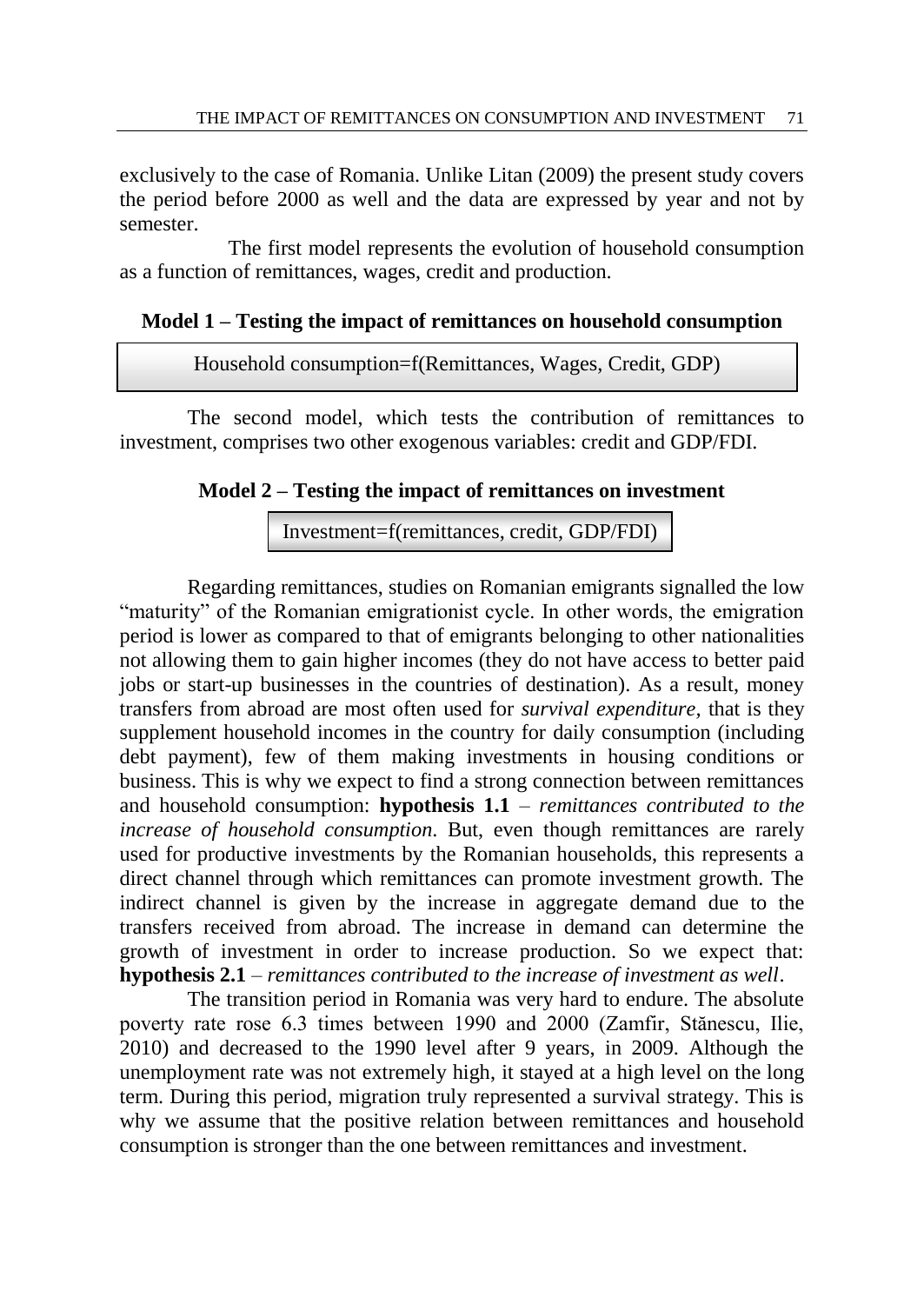exclusively to the case of Romania. Unlike Litan (2009) the present study covers the period before 2000 as well and the data are expressed by year and not by semester.

The first model represents the evolution of household consumption as a function of remittances, wages, credit and production.

**Model 1 – Testing the impact of remittances on household consumption**

Household consumption=f(Remittances, Wages, Credit, GDP)

The second model, which tests the contribution of remittances to investment, comprises two other exogenous variables: credit and GDP/FDI.

**Model 2 – Testing the impact of remittances on investment**

Investment=f(remittances, credit, GDP/FDI)

Regarding remittances, studies on Romanian emigrants signalled the low "maturity" of the Romanian emigrationist cycle. In other words, the emigration period is lower as compared to that of emigrants belonging to other nationalities not allowing them to gain higher incomes (they do not have access to better paid jobs or start-up businesses in the countries of destination). As a result, money transfers from abroad are most often used for *survival expenditure*, that is they supplement household incomes in the country for daily consumption (including debt payment), few of them making investments in housing conditions or business. This is why we expect to find a strong connection between remittances and household consumption: **hypothesis 1.1** – *remittances contributed to the increase of household consumption*. But, even though remittances are rarely used for productive investments by the Romanian households, this represents a direct channel through which remittances can promote investment growth. The indirect channel is given by the increase in aggregate demand due to the transfers received from abroad. The increase in demand can determine the growth of investment in order to increase production. So we expect that: **hypothesis 2.1** – *remittances contributed to the increase of investment as well*.

The transition period in Romania was very hard to endure. The absolute poverty rate rose 6.3 times between 1990 and 2000 (Zamfir, Stănescu, Ilie, 2010) and decreased to the 1990 level after 9 years, in 2009. Although the unemployment rate was not extremely high, it stayed at a high level on the long term. During this period, migration truly represented a survival strategy. This is why we assume that the positive relation between remittances and household consumption is stronger than the one between remittances and investment.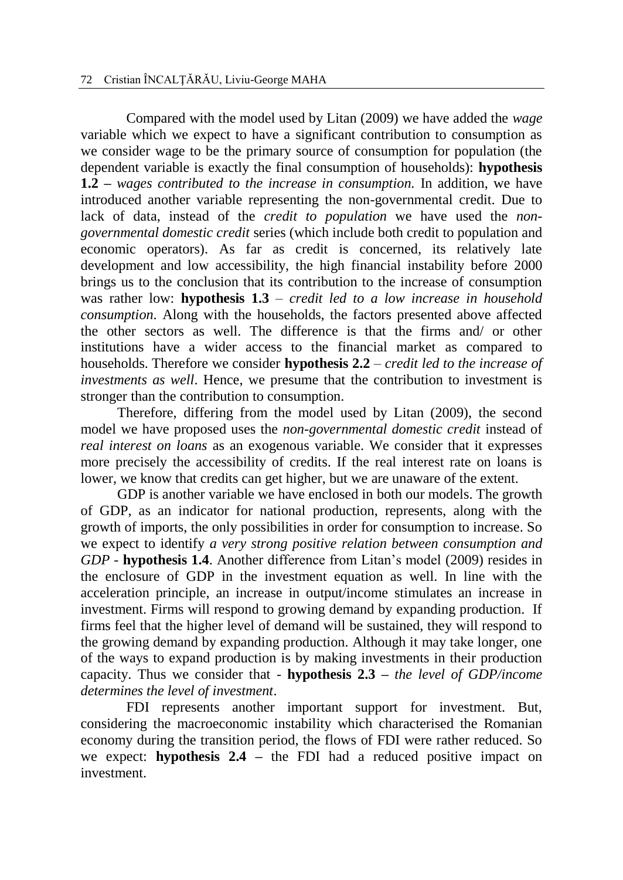Compared with the model used by Litan (2009) we have added the *wage* variable which we expect to have a significant contribution to consumption as we consider wage to be the primary source of consumption for population (the dependent variable is exactly the final consumption of households): **hypothesis 1.2 –** *wages contributed to the increase in consumption.* In addition, we have introduced another variable representing the non-governmental credit. Due to lack of data, instead of the *credit to population* we have used the *non-governmental domestic credit* series (which include both credit to population and economic operators). As far as credit is concerned, its relatively late development and low accessibility, the high financial instability before 2000 brings us to the conclusion that its contribution to the increase of consumption was rather low: **hypothesis 1.3** – *credit led to a low increase in household consumption*. Along with the households, the factors presented above affected the other sectors as well. The difference is that the firms and/ or other institutions have a wider access to the financial market as compared to households. Therefore we consider **hypothesis 2.2** – *credit led to the increase of investments as well*. Hence, we presume that the contribution to investment is stronger than the contribution to consumption.

Therefore, differing from the model used by Litan (2009), the second model we have proposed uses the *non-governmental domestic credit* instead of *real interest on loans* as an exogenous variable. We consider that it expresses more precisely the accessibility of credits. If the real interest rate on loans is lower, we know that credits can get higher, but we are unaware of the extent.

GDP is another variable we have enclosed in both our models. The growth of GDP, as an indicator for national production, represents, along with the growth of imports, the only possibilities in order for consumption to increase. So we expect to identify *a very strong positive relation between consumption and GDP* - **hypothesis 1.4**. Another difference from Litan's model (2009) resides in the enclosure of GDP in the investment equation as well. In line with the acceleration principle, an increase in output/income stimulates an increase in investment. Firms will respond to growing demand by expanding production. If firms feel that the higher level of demand will be sustained, they will respond to the growing demand by expanding production. Although it may take longer, one of the ways to expand production is by making investments in their production capacity. Thus we consider that - **hypothesis 2.3 –** *the level of GDP/income determines the level of investment*.

FDI represents another important support for investment. But, considering the macroeconomic instability which characterised the Romanian economy during the transition period, the flows of FDI were rather reduced. So we expect: **hypothesis 2.4 –** the FDI had a reduced positive impact on investment.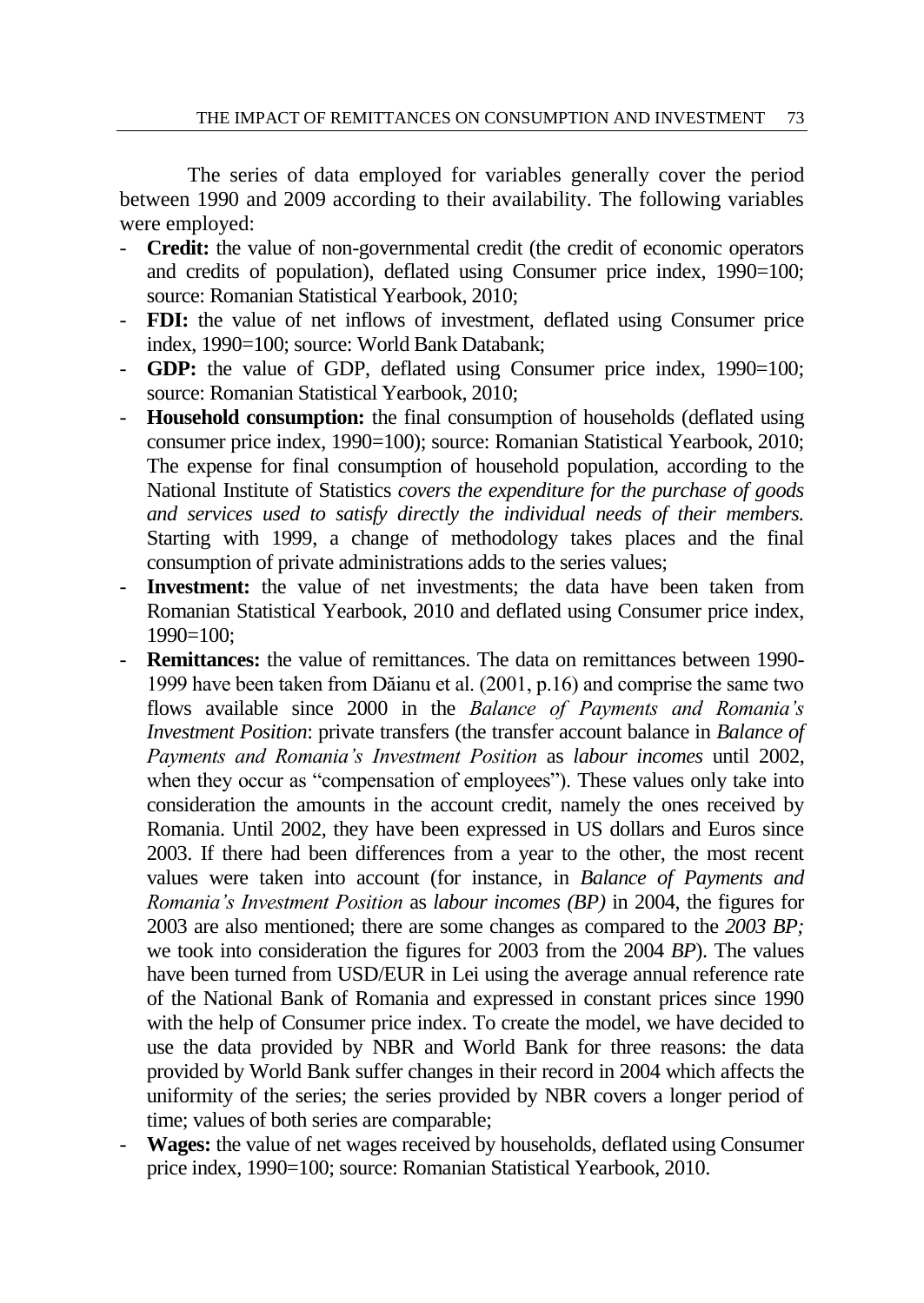The series of data employed for variables generally cover the period between 1990 and 2009 according to their availability. The following variables were employed:

- **Credit:** the value of non-governmental credit (the credit of economic operators and credits of population), deflated using Consumer price index, 1990=100; source: Romanian Statistical Yearbook, 2010;
- **FDI:** the value of net inflows of investment, deflated using Consumer price index, 1990=100; source: World Bank Databank;
- **GDP:** the value of GDP, deflated using Consumer price index, 1990=100; source: Romanian Statistical Yearbook, 2010;
- **Household consumption:** the final consumption of households (deflated using consumer price index, 1990=100); source: Romanian Statistical Yearbook, 2010; The expense for final consumption of household population, according to the National Institute of Statistics *covers the expenditure for the purchase of goods and services used to satisfy directly the individual needs of their members.* Starting with 1999, a change of methodology takes places and the final consumption of private administrations adds to the series values;
- **Investment:** the value of net investments; the data have been taken from Romanian Statistical Yearbook, 2010 and deflated using Consumer price index, 1990=100;
- **Remittances:** the value of remittances. The data on remittances between 1990-1999 have been taken from Dăianu et al. (2001, p.16) and comprise the same two flows available since 2000 in the *Balance of Payments and Romania's Investment Position*: private transfers (the transfer account balance in *Balance of Payments and Romania's Investment Position* as *labour incomes* until 2002, when they occur as "compensation of employees"). These values only take into consideration the amounts in the account credit, namely the ones received by Romania. Until 2002, they have been expressed in US dollars and Euros since 2003. If there had been differences from a year to the other, the most recent values were taken into account (for instance, in *Balance of Payments and Romania's Investment Position* as *labour incomes (BP)* in 2004, the figures for 2003 are also mentioned; there are some changes as compared to the *2003 BP;* we took into consideration the figures for 2003 from the 2004 *BP*). The values have been turned from USD/EUR in Lei using the average annual reference rate of the National Bank of Romania and expressed in constant prices since 1990 with the help of Consumer price index. To create the model, we have decided to use the data provided by NBR and World Bank for three reasons: the data provided by World Bank suffer changes in their record in 2004 which affects the uniformity of the series; the series provided by NBR covers a longer period of time; values of both series are comparable;
- **Wages:** the value of net wages received by households, deflated using Consumer price index, 1990=100; source: Romanian Statistical Yearbook, 2010.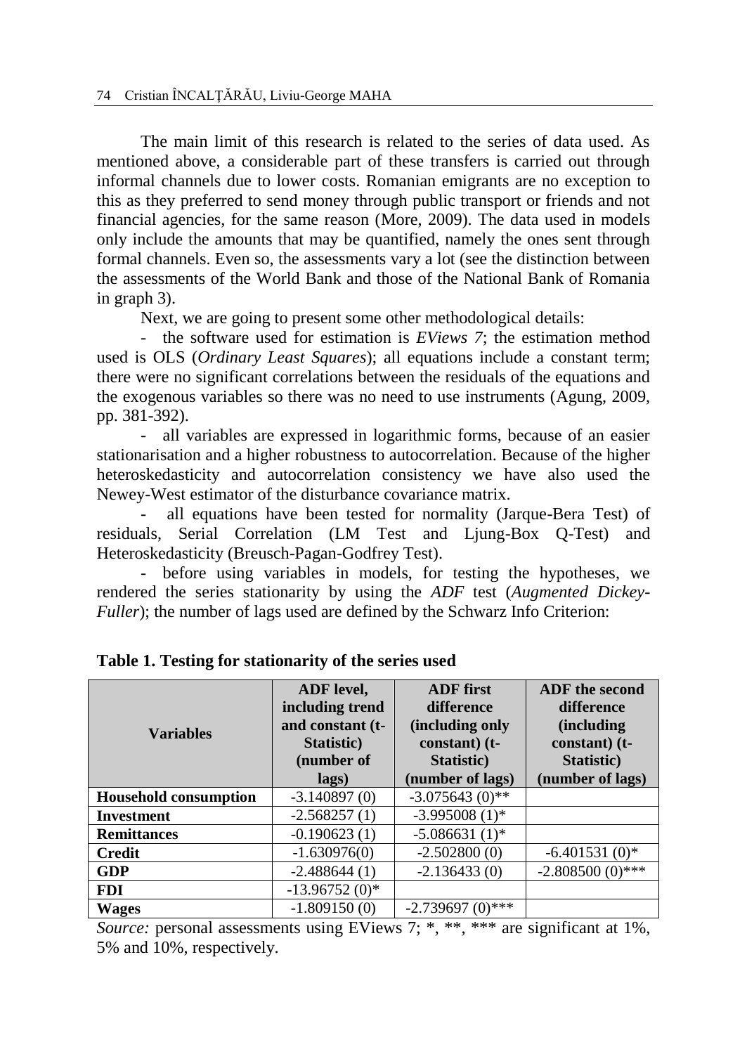The main limit of this research is related to the series of data used. As mentioned above, a considerable part of these transfers is carried out through informal channels due to lower costs. Romanian emigrants are no exception to this as they preferred to send money through public transport or friends and not financial agencies, for the same reason (More, 2009). The data used in models only include the amounts that may be quantified, namely the ones sent through formal channels. Even so, the assessments vary a lot (see the distinction between the assessments of the World Bank and those of the National Bank of Romania in graph 3).

Next, we are going to present some other methodological details:

- the software used for estimation is *EViews 7*; the estimation method used is OLS (*Ordinary Least Squares*); all equations include a constant term; there were no significant correlations between the residuals of the equations and the exogenous variables so there was no need to use instruments (Agung, 2009, pp. 381-392).
- all variables are expressed in logarithmic forms, because of an easier stationarisation and a higher robustness to autocorrelation. Because of the higher heteroskedasticity and autocorrelation consistency we have also used the Newey-West estimator of the disturbance covariance matrix.
- all equations have been tested for normality (Jarque-Bera Test) of residuals, Serial Correlation (LM Test and Ljung-Box Q-Test) and Heteroskedasticity (Breusch-Pagan-Godfrey Test).
- before using variables in models, for testing the hypotheses, we rendered the series stationarity by using the *ADF* test (*Augmented Dickey-Fuller*); the number of lags used are defined by the Schwarz Info Criterion:

**Table 1. Testing for stationarity of the series used**

| Variables | ADF level, including trend and constant (t-Statistic) (number of lags) | ADF first difference (including only constant) (t-Statistic) (number of lags) | ADF the second difference (including constant) (t-Statistic) (number of lags) |
|---|---|---|---|
| **Household consumption** | -3.140897 (0) | -3.075643 (0)** | |
| **Investment** | -2.568257 (1) | -3.995008 (1)* | |
| **Remittances** | -0.190623 (1) | -5.086631 (1)* | |
| **Credit** | -1.630976(0) | -2.502800 (0) | -6.401531 (0)* |
| **GDP** | -2.488644 (1) | -2.136433 (0) | -2.808500 (0)*** |
| **FDI** | -13.96752 (0)* | | |
| **Wages** | -1.809150 (0) | -2.739697 (0)*** | |

*Source:* personal assessments using EViews 7; *, **, *** are significant at 1%, 5% and 10%, respectively.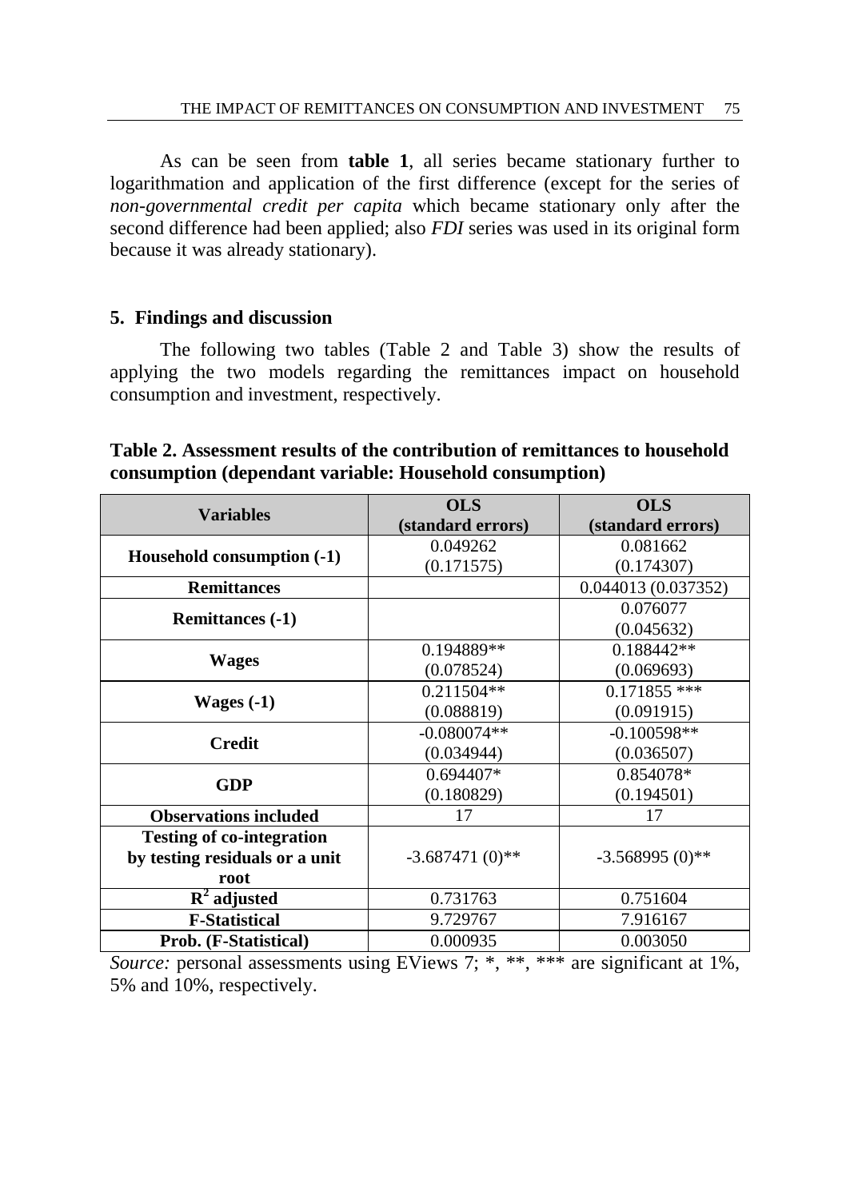As can be seen from **table 1**, all series became stationary further to logarithmation and application of the first difference (except for the series of *non-governmental credit per capita* which became stationary only after the second difference had been applied; also *FDI* series was used in its original form because it was already stationary).

## 5. Findings and discussion

The following two tables (Table 2 and Table 3) show the results of applying the two models regarding the remittances impact on household consumption and investment, respectively.

**Table 2. Assessment results of the contribution of remittances to household consumption (dependant variable: Household consumption)**

| Variables | OLS (standard errors) | OLS (standard errors) |
|---|---|---|
| **Household consumption (-1)** | 0.049262 (0.171575) | 0.081662 (0.174307) |
| **Remittances** | | 0.044013 (0.037352) |
| **Remittances (-1)** | | 0.076077 (0.045632) |
| **Wages** | 0.194889** (0.078524) | 0.188442** (0.069693) |
| **Wages (-1)** | 0.211504** (0.088819) | 0.171855 *** (0.091915) |
| **Credit** | -0.080074** (0.034944) | -0.100598** (0.036507) |
| **GDP** | 0.694407* (0.180829) | 0.854078* (0.194501) |
| **Observations included** | 17 | 17 |
| **Testing of co-integration by testing residuals or a unit root** | -3.687471 (0)** | -3.568995 (0)** |
| **$R^2$ adjusted** | 0.731763 | 0.751604 |
| **F-Statistical** | 9.729767 | 7.916167 |
| **Prob. (F-Statistical)** | 0.000935 | 0.003050 |

*Source:* personal assessments using EViews 7; *, **, *** are significant at 1%, 5% and 10%, respectively.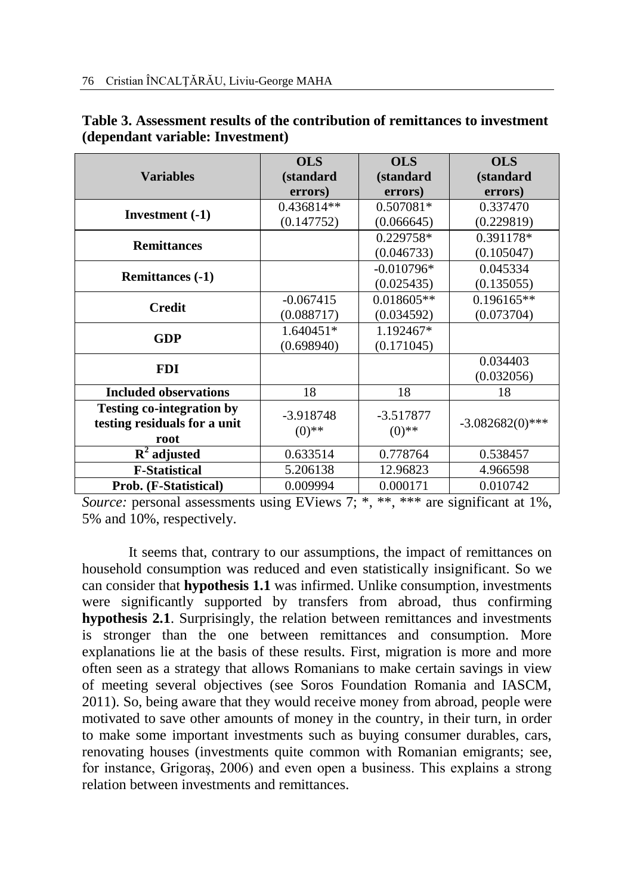**Table 3. Assessment results of the contribution of remittances to investment (dependant variable: Investment)**

| Variables | OLS (standard errors) | OLS (standard errors) | OLS (standard errors) |
|---|---|---|---|
| **Investment (-1)** | 0.436814** (0.147752) | 0.507081* (0.066645) | 0.337470 (0.229819) |
| **Remittances** | | 0.229758* (0.046733) | 0.391178* (0.105047) |
| **Remittances (-1)** | | -0.010796* (0.025435) | 0.045334 (0.135055) |
| **Credit** | -0.067415 (0.088717) | 0.018605** (0.034592) | 0.196165** (0.073704) |
| **GDP** | 1.640451* (0.698940) | 1.192467* (0.171045) | |
| **FDI** | | | 0.034403 (0.032056) |
| **Included observations** | 18 | 18 | 18 |
| **Testing co-integration by testing residuals for a unit root** | -3.918748 (0)** | -3.517877 (0)** | -3.082682(0)*** |
| **$R^2$ adjusted** | 0.633514 | 0.778764 | 0.538457 |
| **F-Statistical** | 5.206138 | 12.96823 | 4.966598 |
| **Prob. (F-Statistical)** | 0.009994 | 0.000171 | 0.010742 |

*Source:* personal assessments using EViews 7; *, **, *** are significant at 1%, 5% and 10%, respectively.

It seems that, contrary to our assumptions, the impact of remittances on household consumption was reduced and even statistically insignificant. So we can consider that **hypothesis 1.1** was infirmed. Unlike consumption, investments were significantly supported by transfers from abroad, thus confirming **hypothesis 2.1**. Surprisingly, the relation between remittances and investments is stronger than the one between remittances and consumption. More explanations lie at the basis of these results. First, migration is more and more often seen as a strategy that allows Romanians to make certain savings in view of meeting several objectives (see Soros Foundation Romania and IASCM, 2011). So, being aware that they would receive money from abroad, people were motivated to save other amounts of money in the country, in their turn, in order to make some important investments such as buying consumer durables, cars, renovating houses (investments quite common with Romanian emigrants; see, for instance, Grigoraş, 2006) and even open a business. This explains a strong relation between investments and remittances.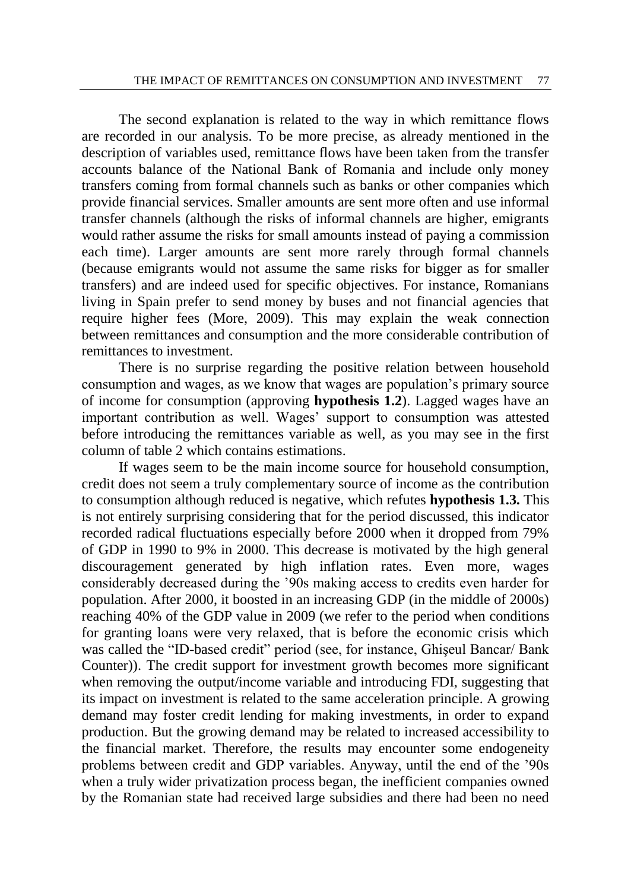The second explanation is related to the way in which remittance flows are recorded in our analysis. To be more precise, as already mentioned in the description of variables used, remittance flows have been taken from the transfer accounts balance of the National Bank of Romania and include only money transfers coming from formal channels such as banks or other companies which provide financial services. Smaller amounts are sent more often and use informal transfer channels (although the risks of informal channels are higher, emigrants would rather assume the risks for small amounts instead of paying a commission each time). Larger amounts are sent more rarely through formal channels (because emigrants would not assume the same risks for bigger as for smaller transfers) and are indeed used for specific objectives. For instance, Romanians living in Spain prefer to send money by buses and not financial agencies that require higher fees (More, 2009). This may explain the weak connection between remittances and consumption and the more considerable contribution of remittances to investment.

There is no surprise regarding the positive relation between household consumption and wages, as we know that wages are population's primary source of income for consumption (approving **hypothesis 1.2**). Lagged wages have an important contribution as well. Wages' support to consumption was attested before introducing the remittances variable as well, as you may see in the first column of table 2 which contains estimations.

If wages seem to be the main income source for household consumption, credit does not seem a truly complementary source of income as the contribution to consumption although reduced is negative, which refutes **hypothesis 1.3.** This is not entirely surprising considering that for the period discussed, this indicator recorded radical fluctuations especially before 2000 when it dropped from 79% of GDP in 1990 to 9% in 2000. This decrease is motivated by the high general discouragement generated by high inflation rates. Even more, wages considerably decreased during the '90s making access to credits even harder for population. After 2000, it boosted in an increasing GDP (in the middle of 2000s) reaching 40% of the GDP value in 2009 (we refer to the period when conditions for granting loans were very relaxed, that is before the economic crisis which was called the "ID-based credit" period (see, for instance, Ghişeul Bancar/ Bank Counter)). The credit support for investment growth becomes more significant when removing the output/income variable and introducing FDI, suggesting that its impact on investment is related to the same acceleration principle. A growing demand may foster credit lending for making investments, in order to expand production. But the growing demand may be related to increased accessibility to the financial market. Therefore, the results may encounter some endogeneity problems between credit and GDP variables. Anyway, until the end of the '90s when a truly wider privatization process began, the inefficient companies owned by the Romanian state had received large subsidies and there had been no need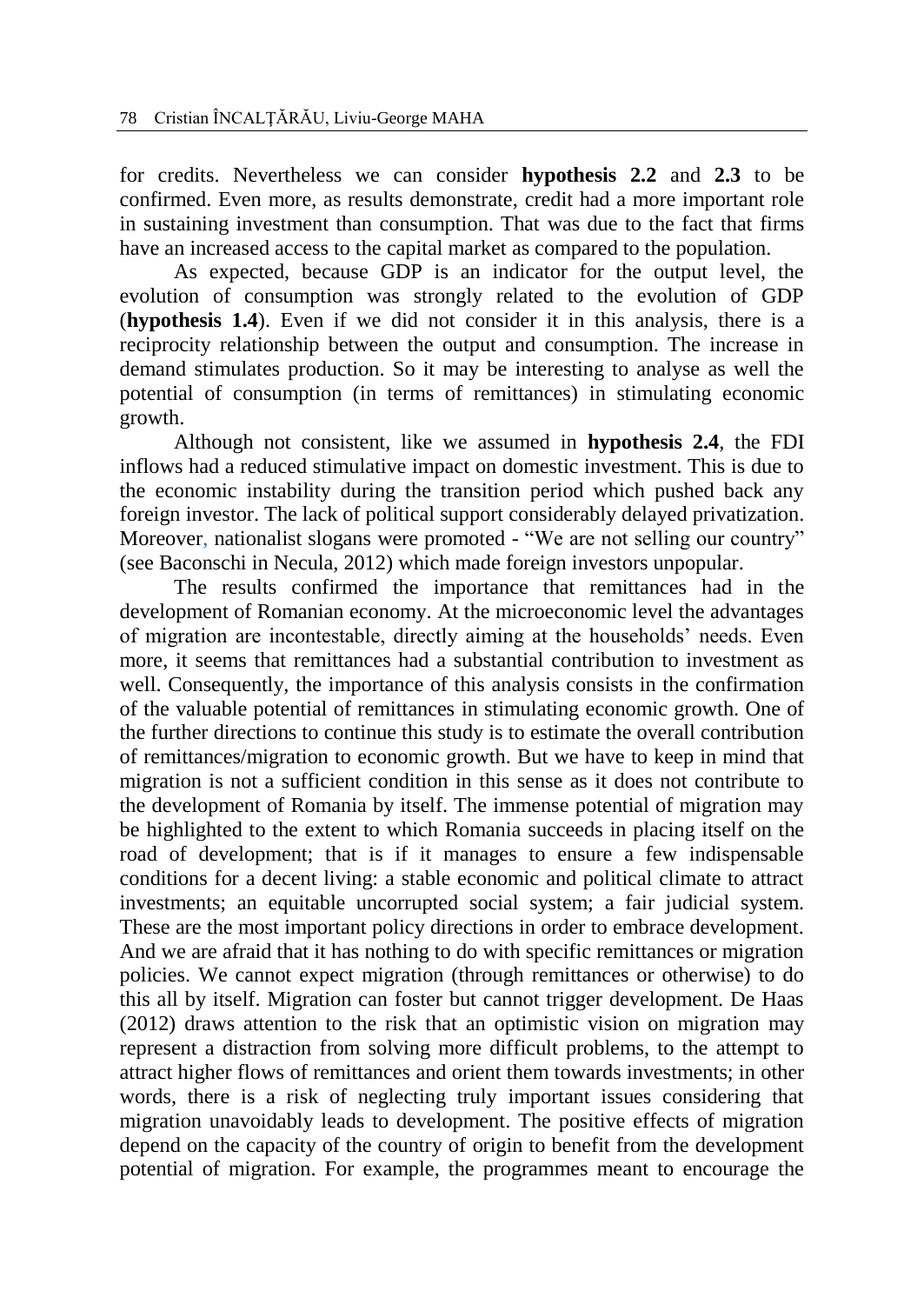for credits. Nevertheless we can consider **hypothesis 2.2** and **2.3** to be confirmed. Even more, as results demonstrate, credit had a more important role in sustaining investment than consumption. That was due to the fact that firms have an increased access to the capital market as compared to the population.

As expected, because GDP is an indicator for the output level, the evolution of consumption was strongly related to the evolution of GDP (**hypothesis 1.4**). Even if we did not consider it in this analysis, there is a reciprocity relationship between the output and consumption. The increase in demand stimulates production. So it may be interesting to analyse as well the potential of consumption (in terms of remittances) in stimulating economic growth.

Although not consistent, like we assumed in **hypothesis 2.4**, the FDI inflows had a reduced stimulative impact on domestic investment. This is due to the economic instability during the transition period which pushed back any foreign investor. The lack of political support considerably delayed privatization. Moreover, nationalist slogans were promoted - "We are not selling our country" (see Baconschi in Necula, 2012) which made foreign investors unpopular.

The results confirmed the importance that remittances had in the development of Romanian economy. At the microeconomic level the advantages of migration are incontestable, directly aiming at the households' needs. Even more, it seems that remittances had a substantial contribution to investment as well. Consequently, the importance of this analysis consists in the confirmation of the valuable potential of remittances in stimulating economic growth. One of the further directions to continue this study is to estimate the overall contribution of remittances/migration to economic growth. But we have to keep in mind that migration is not a sufficient condition in this sense as it does not contribute to the development of Romania by itself. The immense potential of migration may be highlighted to the extent to which Romania succeeds in placing itself on the road of development; that is if it manages to ensure a few indispensable conditions for a decent living: a stable economic and political climate to attract investments; an equitable uncorrupted social system; a fair judicial system. These are the most important policy directions in order to embrace development. And we are afraid that it has nothing to do with specific remittances or migration policies. We cannot expect migration (through remittances or otherwise) to do this all by itself. Migration can foster but cannot trigger development. De Haas (2012) draws attention to the risk that an optimistic vision on migration may represent a distraction from solving more difficult problems, to the attempt to attract higher flows of remittances and orient them towards investments; in other words, there is a risk of neglecting truly important issues considering that migration unavoidably leads to development. The positive effects of migration depend on the capacity of the country of origin to benefit from the development potential of migration. For example, the programmes meant to encourage the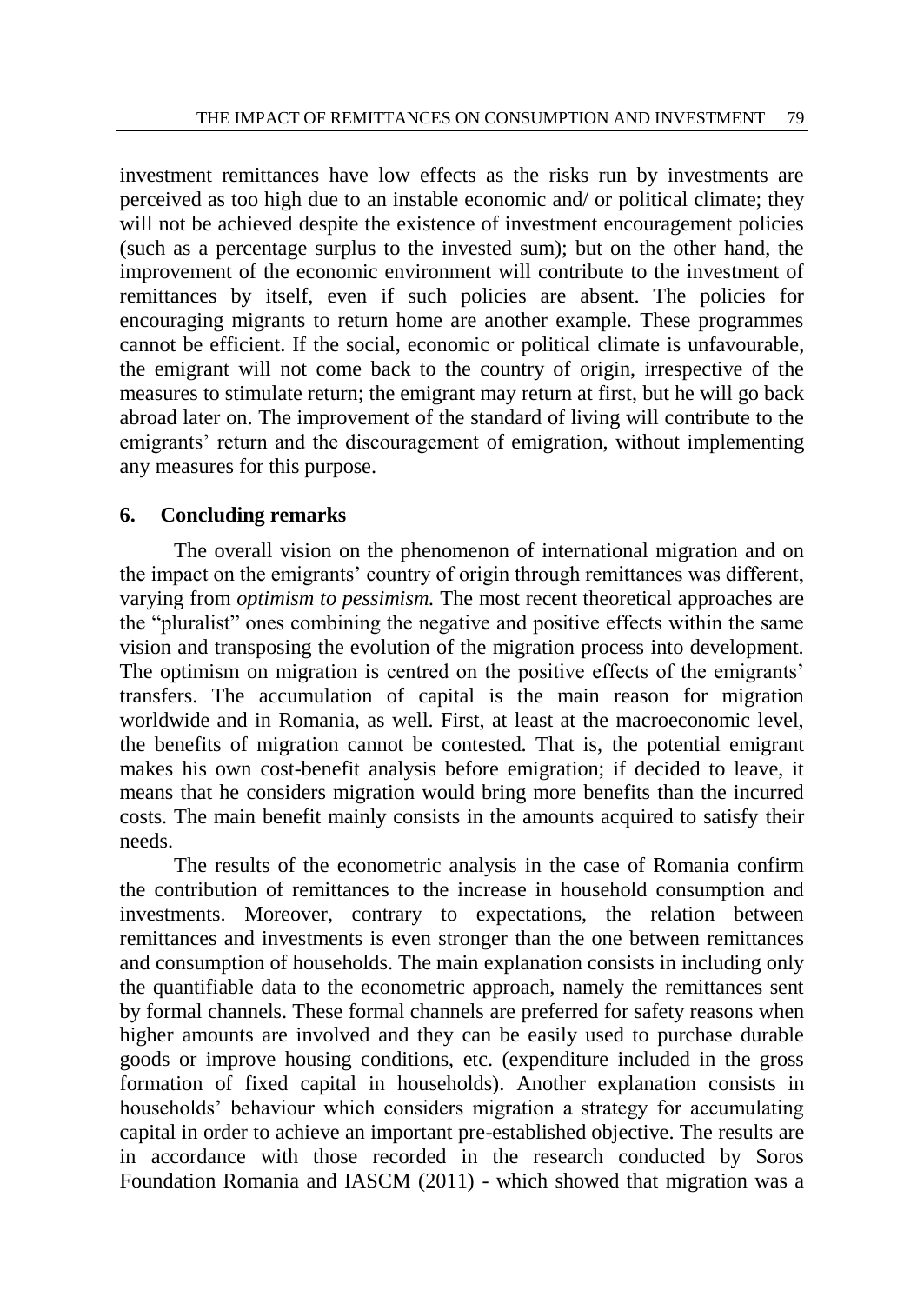investment remittances have low effects as the risks run by investments are perceived as too high due to an instable economic and/ or political climate; they will not be achieved despite the existence of investment encouragement policies (such as a percentage surplus to the invested sum); but on the other hand, the improvement of the economic environment will contribute to the investment of remittances by itself, even if such policies are absent. The policies for encouraging migrants to return home are another example. These programmes cannot be efficient. If the social, economic or political climate is unfavourable, the emigrant will not come back to the country of origin, irrespective of the measures to stimulate return; the emigrant may return at first, but he will go back abroad later on. The improvement of the standard of living will contribute to the emigrants' return and the discouragement of emigration, without implementing any measures for this purpose.

## 6. Concluding remarks

The overall vision on the phenomenon of international migration and on the impact on the emigrants' country of origin through remittances was different, varying from *optimism to pessimism.* The most recent theoretical approaches are the "pluralist" ones combining the negative and positive effects within the same vision and transposing the evolution of the migration process into development. The optimism on migration is centred on the positive effects of the emigrants' transfers. The accumulation of capital is the main reason for migration worldwide and in Romania, as well. First, at least at the macroeconomic level, the benefits of migration cannot be contested. That is, the potential emigrant makes his own cost-benefit analysis before emigration; if decided to leave, it means that he considers migration would bring more benefits than the incurred costs. The main benefit mainly consists in the amounts acquired to satisfy their needs.

The results of the econometric analysis in the case of Romania confirm the contribution of remittances to the increase in household consumption and investments. Moreover, contrary to expectations, the relation between remittances and investments is even stronger than the one between remittances and consumption of households. The main explanation consists in including only the quantifiable data to the econometric approach, namely the remittances sent by formal channels. These formal channels are preferred for safety reasons when higher amounts are involved and they can be easily used to purchase durable goods or improve housing conditions, etc. (expenditure included in the gross formation of fixed capital in households). Another explanation consists in households' behaviour which considers migration a strategy for accumulating capital in order to achieve an important pre-established objective. The results are in accordance with those recorded in the research conducted by Soros Foundation Romania and IASCM (2011) - which showed that migration was a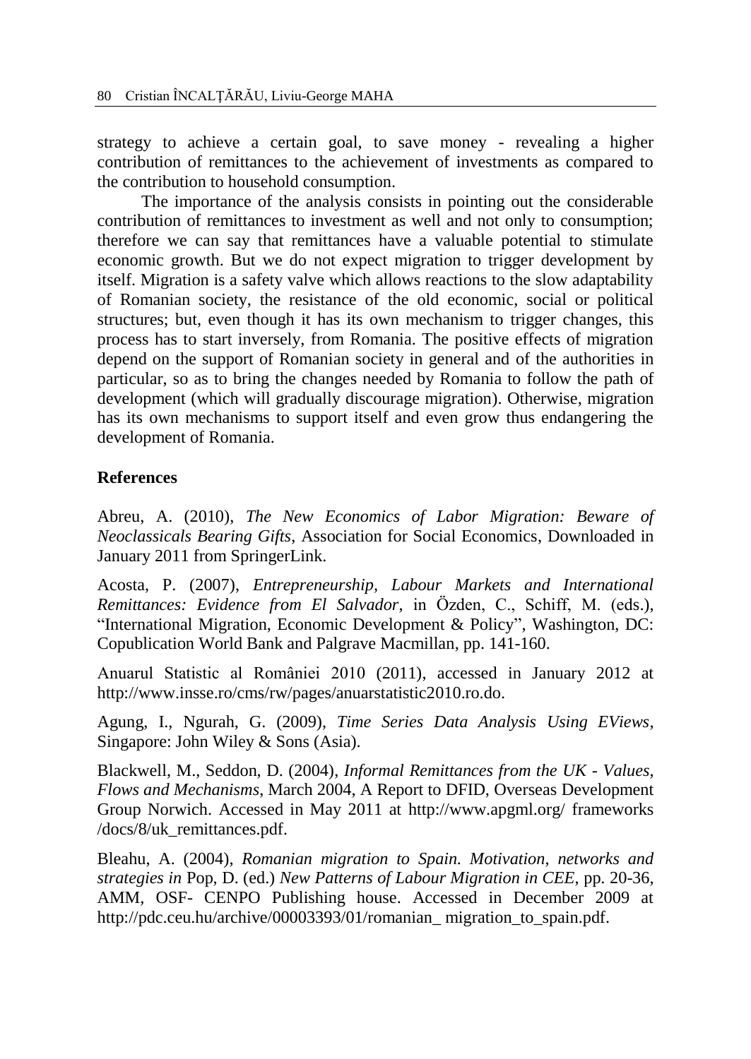strategy to achieve a certain goal, to save money - revealing a higher contribution of remittances to the achievement of investments as compared to the contribution to household consumption.

The importance of the analysis consists in pointing out the considerable contribution of remittances to investment as well and not only to consumption; therefore we can say that remittances have a valuable potential to stimulate economic growth. But we do not expect migration to trigger development by itself. Migration is a safety valve which allows reactions to the slow adaptability of Romanian society, the resistance of the old economic, social or political structures; but, even though it has its own mechanism to trigger changes, this process has to start inversely, from Romania. The positive effects of migration depend on the support of Romanian society in general and of the authorities in particular, so as to bring the changes needed by Romania to follow the path of development (which will gradually discourage migration). Otherwise, migration has its own mechanisms to support itself and even grow thus endangering the development of Romania.

## References

Abreu, A. (2010), *The New Economics of Labor Migration: Beware of Neoclassicals Bearing Gifts*, Association for Social Economics, Downloaded in January 2011 from SpringerLink.

Acosta, P. (2007), *Entrepreneurship, Labour Markets and International Remittances: Evidence from El Salvador*, in Özden, C., Schiff, M. (eds.), "International Migration, Economic Development & Policy", Washington, DC: Copublication World Bank and Palgrave Macmillan, pp. 141-160.

Anuarul Statistic al României 2010 (2011), accessed in January 2012 at http://www.insse.ro/cms/rw/pages/anuarstatistic2010.ro.do.

Agung, I., Ngurah, G. (2009), *Time Series Data Analysis Using EViews*, Singapore: John Wiley & Sons (Asia).

Blackwell, M., Seddon, D. (2004), *Informal Remittances from the UK - Values, Flows and Mechanisms*, March 2004, A Report to DFID, Overseas Development Group Norwich. Accessed in May 2011 at http://www.apgml.org/ frameworks /docs/8/uk_remittances.pdf.

Bleahu, A. (2004), *Romanian migration to Spain. Motivation, networks and strategies in* Pop, D. (ed.) *New Patterns of Labour Migration in CEE*, pp. 20-36, AMM, OSF- CENPO Publishing house. Accessed in December 2009 at http://pdc.ceu.hu/archive/00003393/01/romanian_ migration_to_spain.pdf.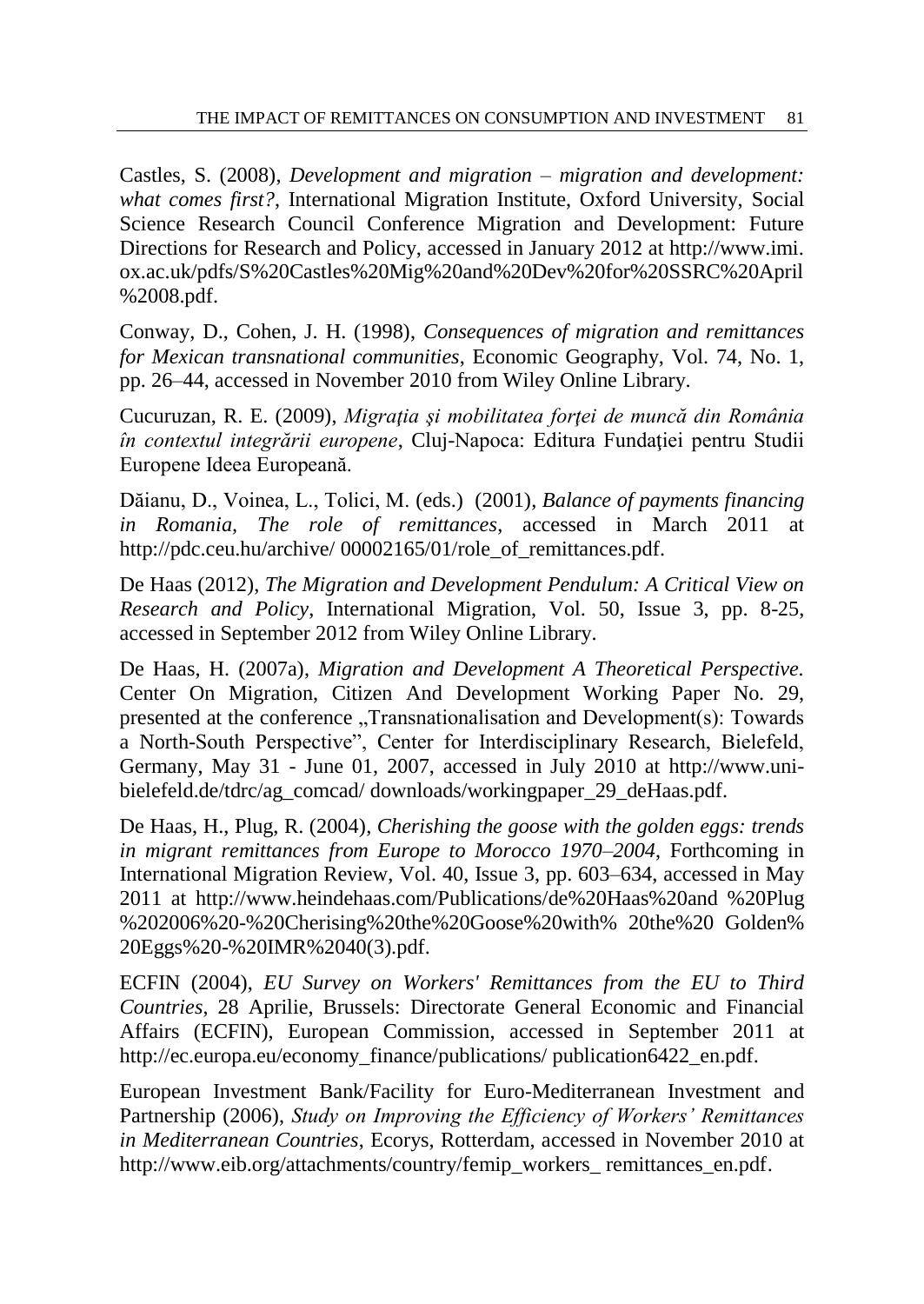Castles, S. (2008), *Development and migration – migration and development: what comes first?*, International Migration Institute, Oxford University, Social Science Research Council Conference Migration and Development: Future Directions for Research and Policy, accessed in January 2012 at http://www.imi.ox.ac.uk/pdfs/S%20Castles%20Mig%20and%20Dev%20for%20SSRC%20April%2008.pdf.

Conway, D., Cohen, J. H. (1998), *Consequences of migration and remittances for Mexican transnational communities*, Economic Geography, Vol. 74, No. 1, pp. 26–44, accessed in November 2010 from Wiley Online Library.

Cucuruzan, R. E. (2009), *Migraţia şi mobilitatea forţei de muncă din România în contextul integrării europene*, Cluj-Napoca: Editura Fundaţiei pentru Studii Europene Ideea Europeană.

Dăianu, D., Voinea, L., Tolici, M. (eds.) (2001), *Balance of payments financing in Romania, The role of remittances*, accessed in March 2011 at http://pdc.ceu.hu/archive/ 00002165/01/role_of_remittances.pdf.

De Haas (2012), *The Migration and Development Pendulum: A Critical View on Research and Policy*, International Migration, Vol. 50, Issue 3, pp. 8-25, accessed in September 2012 from Wiley Online Library.

De Haas, H. (2007a), *Migration and Development A Theoretical Perspective.* Center On Migration, Citizen And Development Working Paper No. 29, presented at the conference „Transnationalisation and Development(s): Towards a North-South Perspective", Center for Interdisciplinary Research, Bielefeld, Germany, May 31 - June 01, 2007, accessed in July 2010 at http://www.uni-bielefeld.de/tdrc/ag_comcad/ downloads/workingpaper_29_deHaas.pdf.

De Haas, H., Plug, R. (2004), *Cherishing the goose with the golden eggs: trends in migrant remittances from Europe to Morocco 1970–2004*, Forthcoming in International Migration Review, Vol. 40, Issue 3, pp. 603–634, accessed in May 2011 at http://www.heindehaas.com/Publications/de%20Haas%20and %20Plug %202006%20-%20Cherising%20the%20Goose%20with% 20the%20 Golden% 20Eggs%20-%20IMR%2040(3).pdf.

ECFIN (2004), *EU Survey on Workers' Remittances from the EU to Third Countries*, 28 Aprilie, Brussels: Directorate General Economic and Financial Affairs (ECFIN), European Commission, accessed in September 2011 at http://ec.europa.eu/economy_finance/publications/ publication6422_en.pdf.

European Investment Bank/Facility for Euro-Mediterranean Investment and Partnership (2006), *Study on Improving the Efficiency of Workers' Remittances in Mediterranean Countries*, Ecorys, Rotterdam, accessed in November 2010 at http://www.eib.org/attachments/country/femip_workers_ remittances_en.pdf.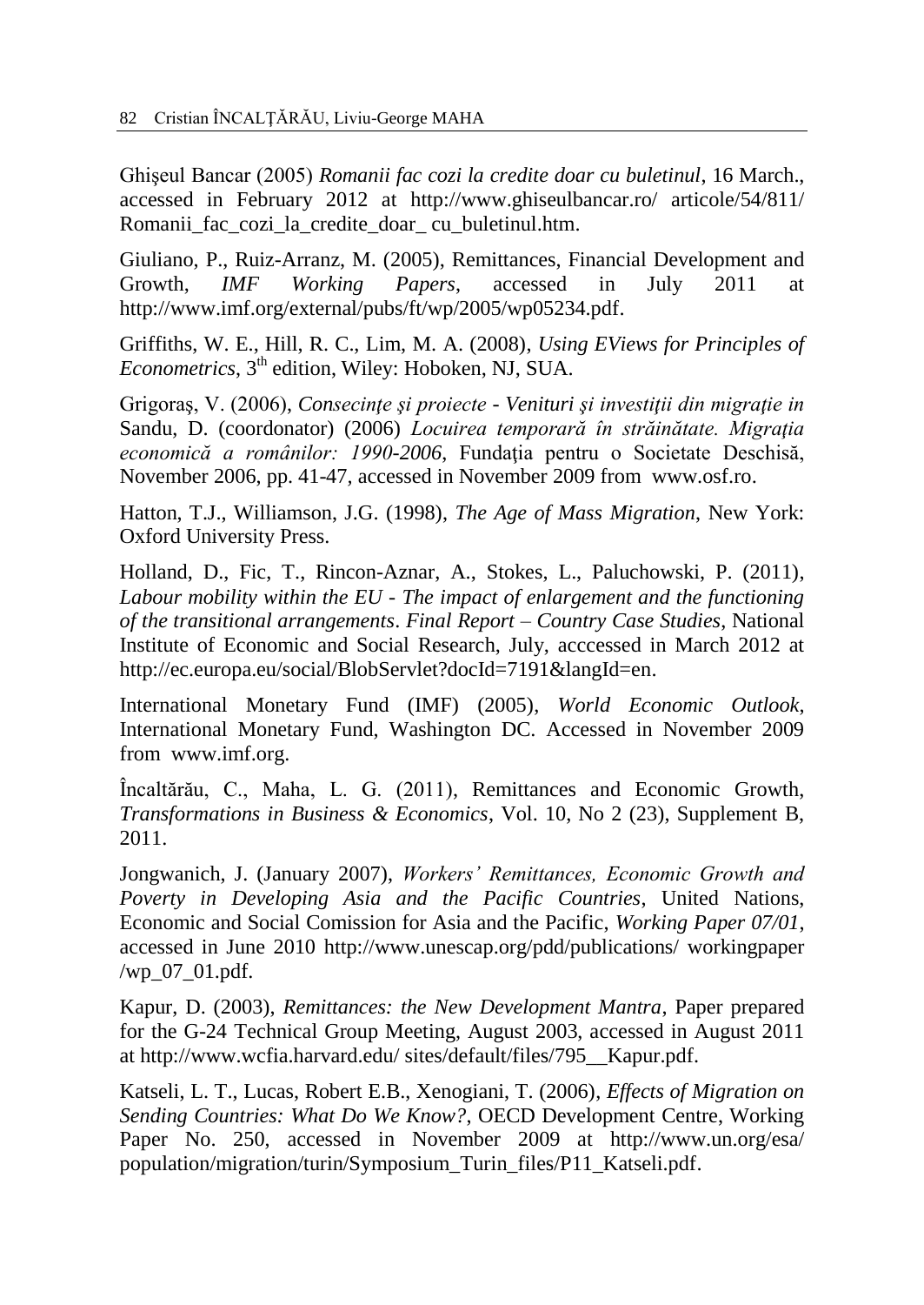Ghişeul Bancar (2005) *Romanii fac cozi la credite doar cu buletinul*, 16 March., accessed in February 2012 at http://www.ghiseulbancar.ro/ articole/54/811/ Romanii_fac_cozi_la_credite_doar_ cu_buletinul.htm.

Giuliano, P., Ruiz-Arranz, M. (2005), Remittances, Financial Development and Growth, *IMF Working Papers*, accessed in July 2011 at http://www.imf.org/external/pubs/ft/wp/2005/wp05234.pdf.

Griffiths, W. E., Hill, R. C., Lim, M. A. (2008), *Using EViews for Principles of Econometrics*, 3th edition, Wiley: Hoboken, NJ, SUA.

Grigoraş, V. (2006), *Consecinţe şi proiecte - Venituri şi investiţii din migraţie in* Sandu, D. (coordonator) (2006) *Locuirea temporară în străinătate. Migraţia economică a românilor: 1990-2006*, Fundaţia pentru o Societate Deschisă, November 2006, pp. 41-47, accessed in November 2009 from www.osf.ro.

Hatton, T.J., Williamson, J.G. (1998), *The Age of Mass Migration*, New York: Oxford University Press.

Holland, D., Fic, T., Rincon-Aznar, A., Stokes, L., Paluchowski, P. (2011), *Labour mobility within the EU - The impact of enlargement and the functioning of the transitional arrangements*. *Final Report – Country Case Studies*, National Institute of Economic and Social Research, July, acccessed in March 2012 at http://ec.europa.eu/social/BlobServlet?docId=7191&langId=en.

International Monetary Fund (IMF) (2005), *World Economic Outlook*, International Monetary Fund, Washington DC. Accessed in November 2009 from www.imf.org.

Încaltărău, C., Maha, L. G. (2011), Remittances and Economic Growth, *Transformations in Business & Economics*, Vol. 10, No 2 (23), Supplement B, 2011.

Jongwanich, J. (January 2007), *Workers' Remittances, Economic Growth and Poverty in Developing Asia and the Pacific Countries*, United Nations, Economic and Social Comission for Asia and the Pacific, *Working Paper 07/01*, accessed in June 2010 http://www.unescap.org/pdd/publications/ workingpaper /wp_07_01.pdf.

Kapur, D. (2003), *Remittances: the New Development Mantra*, Paper prepared for the G-24 Technical Group Meeting, August 2003, accessed in August 2011 at http://www.wcfia.harvard.edu/ sites/default/files/795__Kapur.pdf.

Katseli, L. T., Lucas, Robert E.B., Xenogiani, T. (2006), *Effects of Migration on Sending Countries: What Do We Know?*, OECD Development Centre, Working Paper No. 250, accessed in November 2009 at http://www.un.org/esa/ population/migration/turin/Symposium_Turin_files/P11_Katseli.pdf.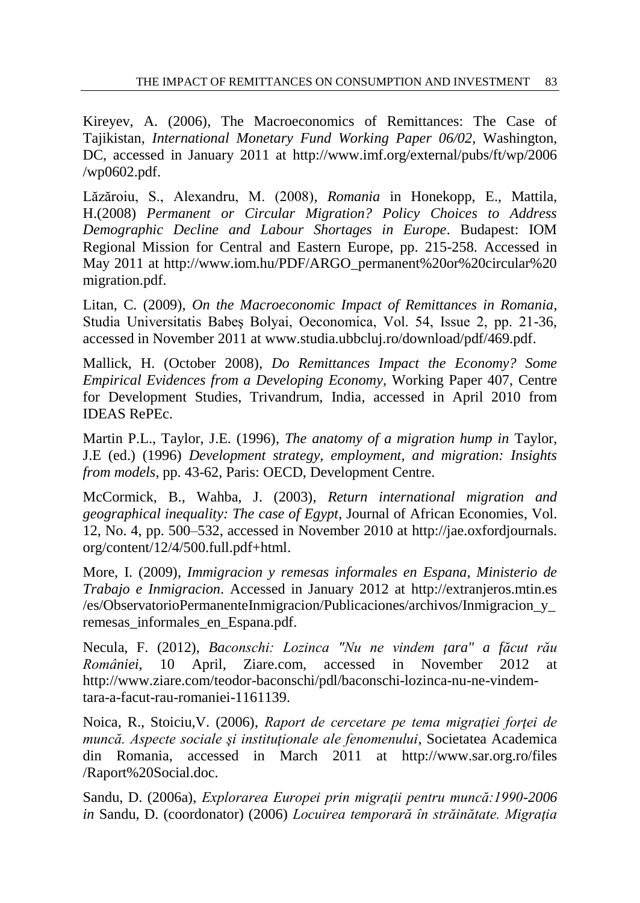Kireyev, A. (2006), The Macroeconomics of Remittances: The Case of Tajikistan, *International Monetary Fund Working Paper 06/02*, Washington, DC, accessed in January 2011 at http://www.imf.org/external/pubs/ft/wp/2006/wp0602.pdf.

Lăzăroiu, S., Alexandru, M. (2008), *Romania* in Honekopp, E., Mattila, H.(2008) *Permanent or Circular Migration? Policy Choices to Address Demographic Decline and Labour Shortages in Europe*. Budapest: IOM Regional Mission for Central and Eastern Europe, pp. 215-258. Accessed in May 2011 at http://www.iom.hu/PDF/ARGO_permanent%20or%20circular%20migration.pdf.

Litan, C. (2009), *On the Macroeconomic Impact of Remittances in Romania*, Studia Universitatis Babeş Bolyai, Oeconomica, Vol. 54, Issue 2, pp. 21-36, accessed in November 2011 at www.studia.ubbcluj.ro/download/pdf/469.pdf.

Mallick, H. (October 2008), *Do Remittances Impact the Economy? Some Empirical Evidences from a Developing Economy*, Working Paper 407, Centre for Development Studies, Trivandrum, India, accessed in April 2010 from IDEAS RePEc.

Martin P.L., Taylor, J.E. (1996), *The anatomy of a migration hump in* Taylor, J.E (ed.) (1996) *Development strategy, employment, and migration: Insights from models*, pp. 43-62, Paris: OECD, Development Centre.

McCormick, B., Wahba, J. (2003), *Return international migration and geographical inequality: The case of Egypt*, Journal of African Economies, Vol. 12, No. 4, pp. 500–532, accessed in November 2010 at http://jae.oxfordjournals.org/content/12/4/500.full.pdf+html.

More, I. (2009), *Immigracion y remesas informales en Espana*, *Ministerio de Trabajo e Inmigracion*. Accessed in January 2012 at http://extranjeros.mtin.es/es/ObservatorioPermanenteInmigracion/Publicaciones/archivos/Inmigracion_y_remesas_informales_en_Espana.pdf.

Necula, F. (2012), *Baconschi: Lozinca "Nu ne vindem ţara" a făcut rău României*, 10 April, Ziare.com, accessed in November 2012 at http://www.ziare.com/teodor-baconschi/pdl/baconschi-lozinca-nu-ne-vindem-tara-a-facut-rau-romaniei-1161139.

Noica, R., Stoiciu,V. (2006), *Raport de cercetare pe tema migraţiei forţei de muncă. Aspecte sociale şi instituţionale ale fenomenului*, Societatea Academica din Romania, accessed in March 2011 at http://www.sar.org.ro/files/Raport%20Social.doc.

Sandu, D. (2006a), *Explorarea Europei prin migraţii pentru muncă:1990-2006 in* Sandu, D. (coordonator) (2006) *Locuirea temporară în străinătate. Migraţia*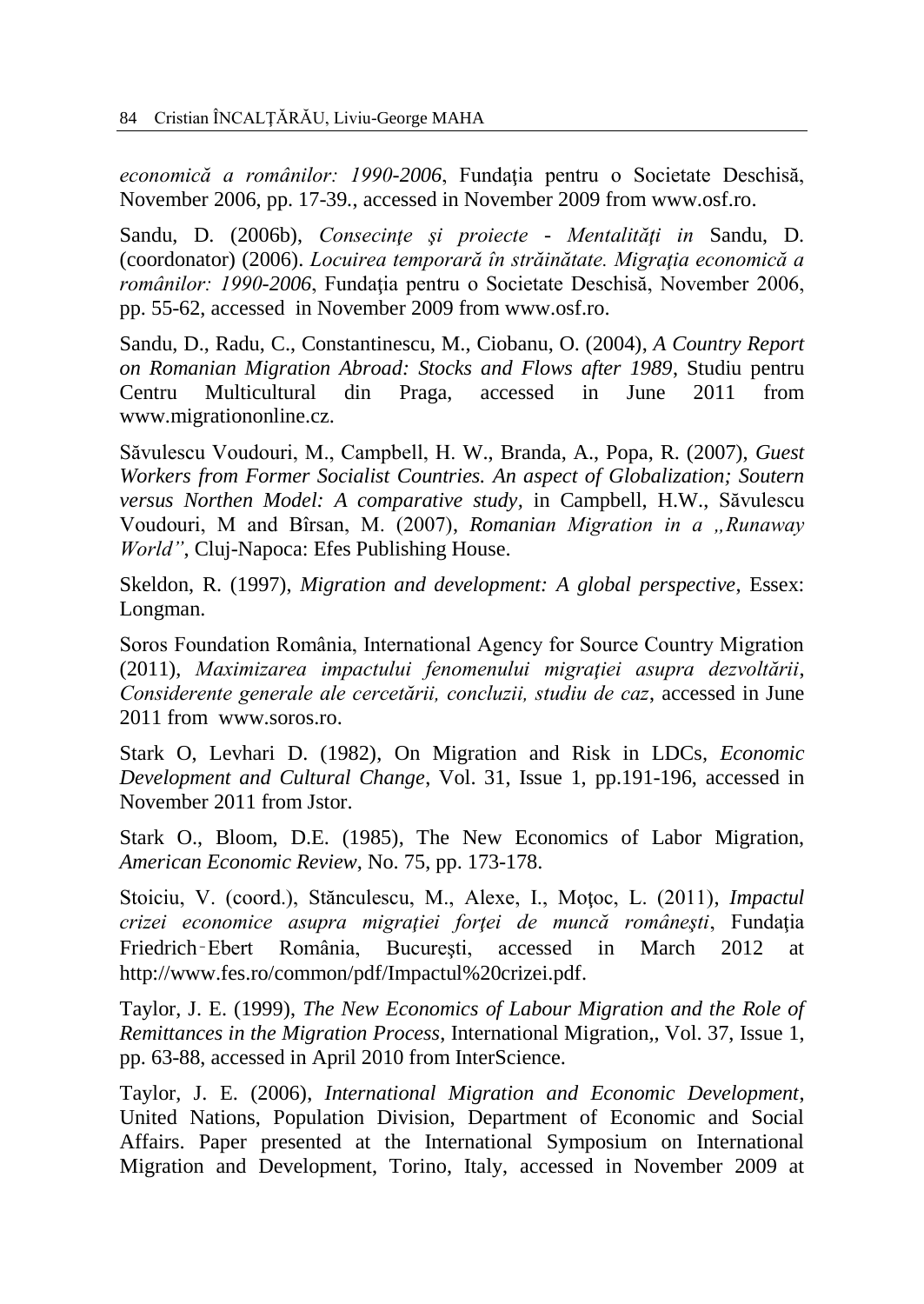*economică a românilor: 1990-2006*, Fundaţia pentru o Societate Deschisă, November 2006, pp. 17-39., accessed in November 2009 from www.osf.ro.

Sandu, D. (2006b), *Consecinţe şi proiecte - Mentalităţi in* Sandu, D. (coordonator) (2006). *Locuirea temporară în străinătate. Migraţia economică a românilor: 1990-2006*, Fundaţia pentru o Societate Deschisă, November 2006, pp. 55-62, accessed in November 2009 from www.osf.ro.

Sandu, D., Radu, C., Constantinescu, M., Ciobanu, O. (2004), *A Country Report on Romanian Migration Abroad: Stocks and Flows after 1989*, Studiu pentru Centru Multicultural din Praga, accessed in June 2011 from www.migrationonline.cz.

Săvulescu Voudouri, M., Campbell, H. W., Branda, A., Popa, R. (2007), *Guest Workers from Former Socialist Countries. An aspect of Globalization; Soutern versus Northen Model: A comparative study,* in Campbell, H.W., Săvulescu Voudouri, M and Bîrsan, M. (2007), *Romanian Migration in a „Runaway World"*, Cluj-Napoca: Efes Publishing House.

Skeldon, R. (1997), *Migration and development: A global perspective*, Essex: Longman.

Soros Foundation România, International Agency for Source Country Migration (2011), *Maximizarea impactului fenomenului migraţiei asupra dezvoltării, Considerente generale ale cercetării, concluzii, studiu de caz*, accessed in June 2011 from www.soros.ro.

Stark O, Levhari D. (1982), On Migration and Risk in LDCs, *Economic Development and Cultural Change*, Vol. 31, Issue 1, pp.191-196, accessed in November 2011 from Jstor.

Stark O., Bloom, D.E. (1985), The New Economics of Labor Migration, *American Economic Review*, No. 75, pp. 173-178.

Stoiciu, V. (coord.), Stănculescu, M., Alexe, I., Moţoc, L. (2011), *Impactul crizei economice asupra migraţiei forţei de muncă româneşti*, Fundaţia Friedrich-Ebert România, Bucureşti, accessed in March 2012 at http://www.fes.ro/common/pdf/Impactul%20crizei.pdf.

Taylor, J. E. (1999), *The New Economics of Labour Migration and the Role of Remittances in the Migration Process*, International Migration,, Vol. 37, Issue 1, pp. 63-88, accessed in April 2010 from InterScience.

Taylor, J. E. (2006), *International Migration and Economic Development*, United Nations, Population Division, Department of Economic and Social Affairs. Paper presented at the International Symposium on International Migration and Development, Torino, Italy, accessed in November 2009 at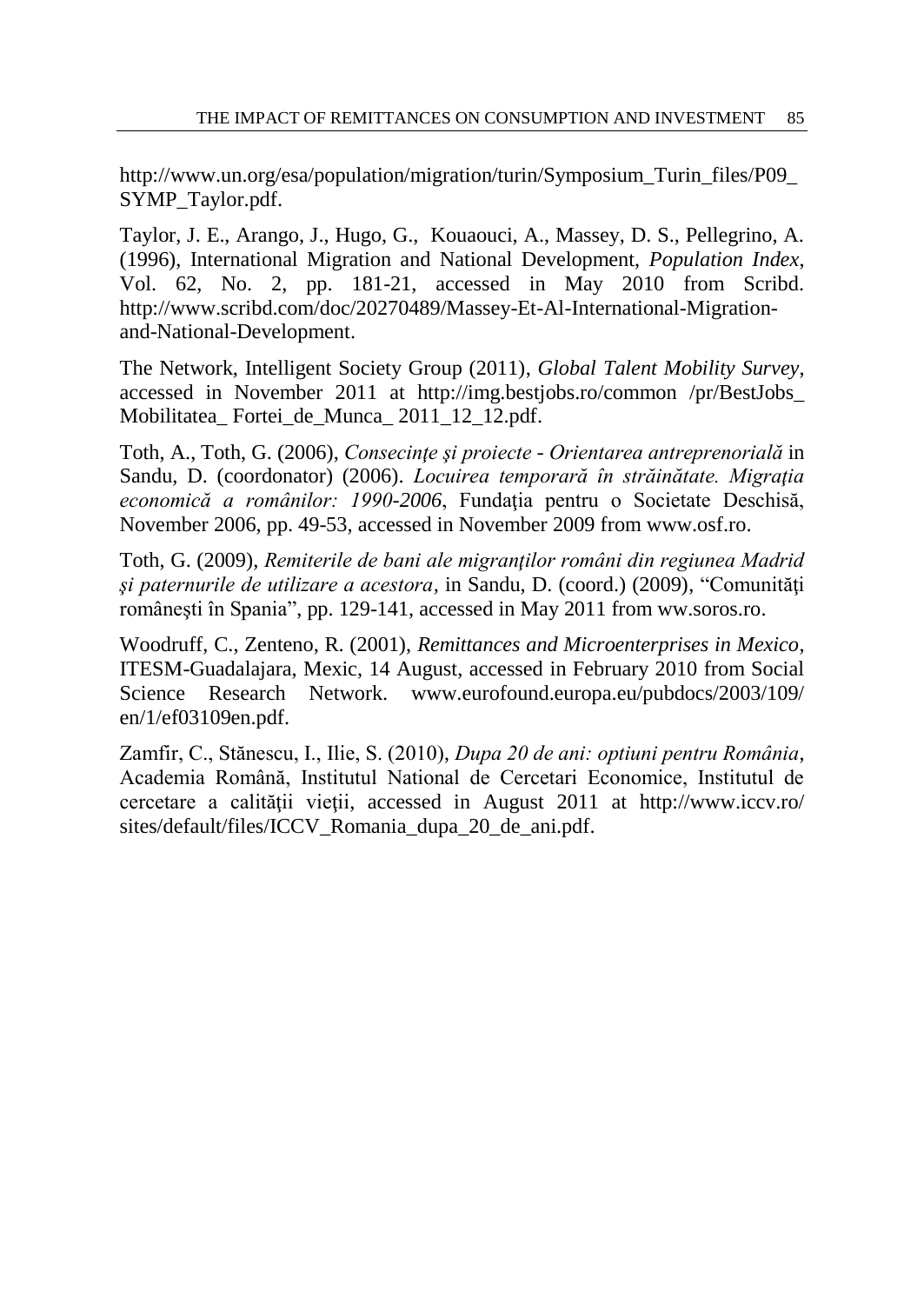http://www.un.org/esa/population/migration/turin/Symposium_Turin_files/P09_SYMP_Taylor.pdf.

Taylor, J. E., Arango, J., Hugo, G., Kouaouci, A., Massey, D. S., Pellegrino, A. (1996), International Migration and National Development, *Population Index*, Vol. 62, No. 2, pp. 181-21, accessed in May 2010 from Scribd. http://www.scribd.com/doc/20270489/Massey-Et-Al-International-Migration-and-National-Development.

The Network, Intelligent Society Group (2011), *Global Talent Mobility Survey*, accessed in November 2011 at http://img.bestjobs.ro/common /pr/BestJobs_ Mobilitatea_ Fortei_de_Munca_ 2011_12_12.pdf.

Toth, A., Toth, G. (2006), *Consecinţe şi proiecte - Orientarea antreprenorială* in Sandu, D. (coordonator) (2006). *Locuirea temporară în străinătate. Migraţia economică a românilor: 1990-2006*, Fundaţia pentru o Societate Deschisă, November 2006, pp. 49-53, accessed in November 2009 from www.osf.ro.

Toth, G. (2009), *Remiterile de bani ale migranţilor români din regiunea Madrid şi paternurile de utilizare a acestora*, in Sandu, D. (coord.) (2009), "Comunităţi româneşti în Spania", pp. 129-141, accessed in May 2011 from ww.soros.ro.

Woodruff, C., Zenteno, R. (2001), *Remittances and Microenterprises in Mexico*, ITESM-Guadalajara, Mexic, 14 August, accessed in February 2010 from Social Science Research Network. www.eurofound.europa.eu/pubdocs/2003/109/en/1/ef03109en.pdf.

Zamfir, C., Stănescu, I., Ilie, S. (2010), *Dupa 20 de ani: optiuni pentru România*, Academia Română, Institutul National de Cercetari Economice, Institutul de cercetare a calităţii vieţii, accessed in August 2011 at http://www.iccv.ro/sites/default/files/ICCV_Romania_dupa_20_de_ani.pdf.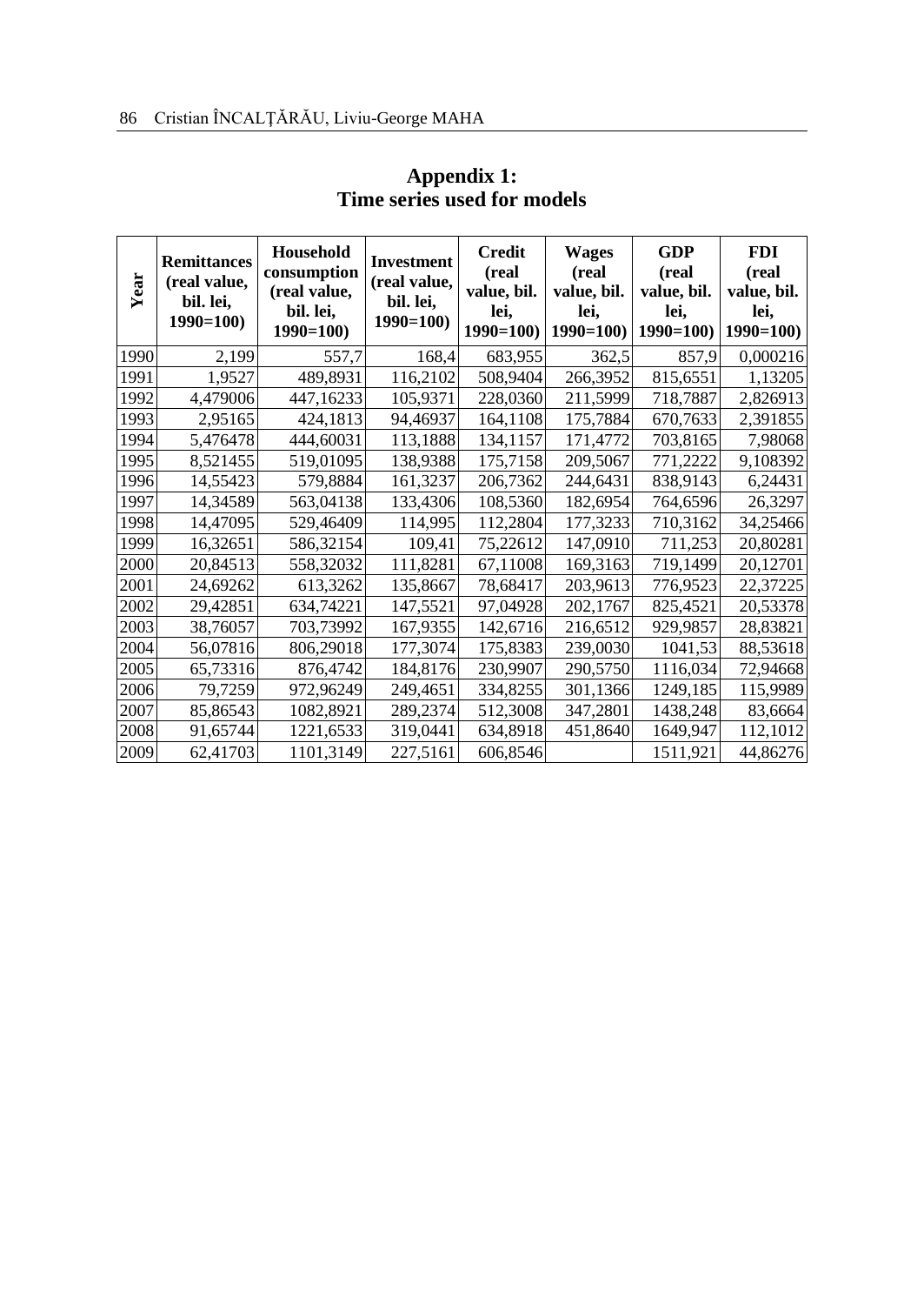# Appendix 1:
# Time series used for models

| Year | Remittances (real value, bil. lei, 1990=100) | Household consumption (real value, bil. lei, 1990=100) | Investment (real value, bil. lei, 1990=100) | Credit (real value, bil. lei, 1990=100) | Wages (real value, bil. lei, 1990=100) | GDP (real value, bil. lei, 1990=100) | FDI (real value, bil. lei, 1990=100) |
|---|---|---|---|---|---|---|---|
| 1990 | 2,199 | 557,7 | 168,4 | 683,955 | 362,5 | 857,9 | 0,000216 |
| 1991 | 1,9527 | 489,8931 | 116,2102 | 508,9404 | 266,3952 | 815,6551 | 1,13205 |
| 1992 | 4,479006 | 447,16233 | 105,9371 | 228,0360 | 211,5999 | 718,7887 | 2,826913 |
| 1993 | 2,95165 | 424,1813 | 94,46937 | 164,1108 | 175,7884 | 670,7633 | 2,391855 |
| 1994 | 5,476478 | 444,60031 | 113,1888 | 134,1157 | 171,4772 | 703,8165 | 7,98068 |
| 1995 | 8,521455 | 519,01095 | 138,9388 | 175,7158 | 209,5067 | 771,2222 | 9,108392 |
| 1996 | 14,55423 | 579,8884 | 161,3237 | 206,7362 | 244,6431 | 838,9143 | 6,24431 |
| 1997 | 14,34589 | 563,04138 | 133,4306 | 108,5360 | 182,6954 | 764,6596 | 26,3297 |
| 1998 | 14,47095 | 529,46409 | 114,995 | 112,2804 | 177,3233 | 710,3162 | 34,25466 |
| 1999 | 16,32651 | 586,32154 | 109,41 | 75,22612 | 147,0910 | 711,253 | 20,80281 |
| 2000 | 20,84513 | 558,32032 | 111,8281 | 67,11008 | 169,3163 | 719,1499 | 20,12701 |
| 2001 | 24,69262 | 613,3262 | 135,8667 | 78,68417 | 203,9613 | 776,9523 | 22,37225 |
| 2002 | 29,42851 | 634,74221 | 147,5521 | 97,04928 | 202,1767 | 825,4521 | 20,53378 |
| 2003 | 38,76057 | 703,73992 | 167,9355 | 142,6716 | 216,6512 | 929,9857 | 28,83821 |
| 2004 | 56,07816 | 806,29018 | 177,3074 | 175,8383 | 239,0030 | 1041,53 | 88,53618 |
| 2005 | 65,73316 | 876,4742 | 184,8176 | 230,9907 | 290,5750 | 1116,034 | 72,94668 |
| 2006 | 79,7259 | 972,96249 | 249,4651 | 334,8255 | 301,1366 | 1249,185 | 115,9989 |
| 2007 | 85,86543 | 1082,8921 | 289,2374 | 512,3008 | 347,2801 | 1438,248 | 83,6664 |
| 2008 | 91,65744 | 1221,6533 | 319,0441 | 634,8918 | 451,8640 | 1649,947 | 112,1012 |
| 2009 | 62,41703 | 1101,3149 | 227,5161 | 606,8546 | | 1511,921 | 44,86276 |